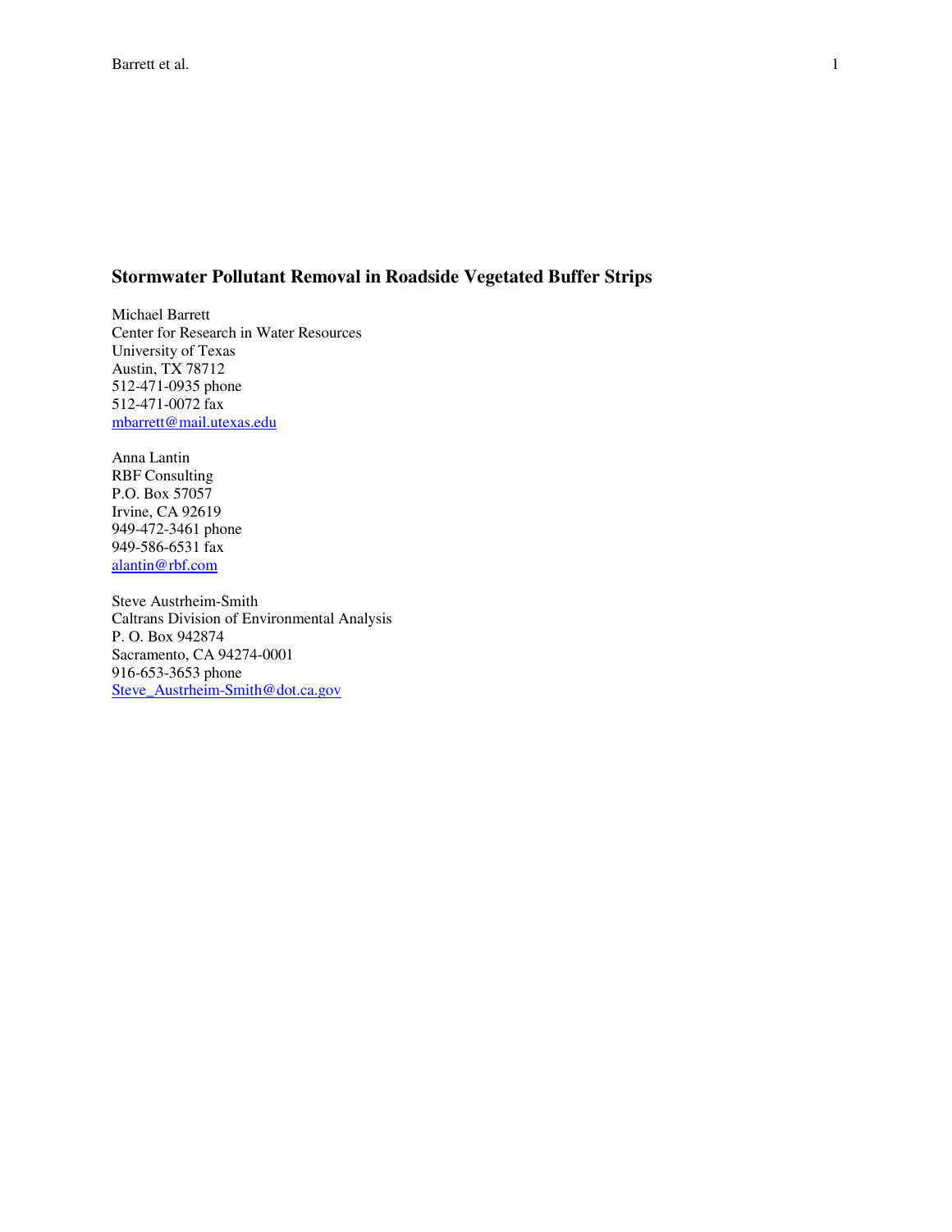# Stormwater Pollutant Removal in Roadside Vegetated Buffer Strips

Michael Barrett
Center for Research in Water Resources
University of Texas
Austin, TX 78712
512-471-0935 phone
512-471-0072 fax
mbarrett@mail.utexas.edu

Anna Lantin
RBF Consulting
P.O. Box 57057
Irvine, CA 92619
949-472-3461 phone
949-586-6531 fax
alantin@rbf.com

Steve Austrheim-Smith
Caltrans Division of Environmental Analysis
P. O. Box 942874
Sacramento, CA 94274-0001
916-653-3653 phone
Steve_Austrheim-Smith@dot.ca.gov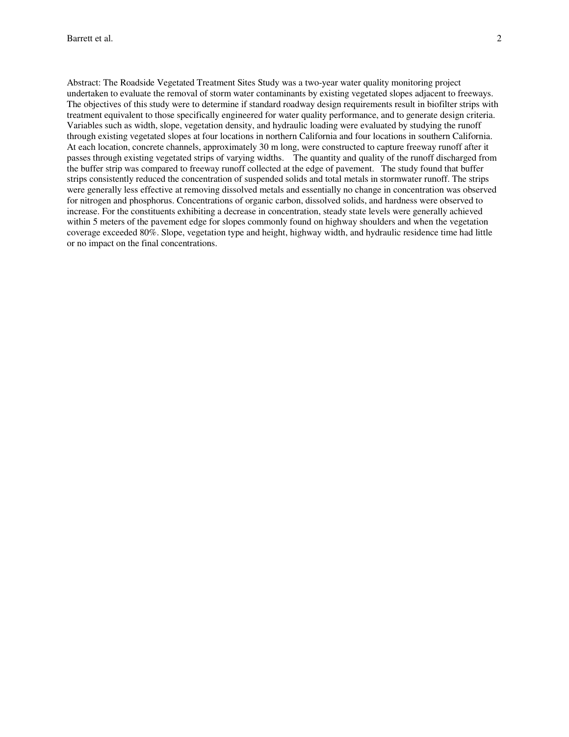Abstract: The Roadside Vegetated Treatment Sites Study was a two-year water quality monitoring project undertaken to evaluate the removal of storm water contaminants by existing vegetated slopes adjacent to freeways. The objectives of this study were to determine if standard roadway design requirements result in biofilter strips with treatment equivalent to those specifically engineered for water quality performance, and to generate design criteria. Variables such as width, slope, vegetation density, and hydraulic loading were evaluated by studying the runoff through existing vegetated slopes at four locations in northern California and four locations in southern California. At each location, concrete channels, approximately 30 m long, were constructed to capture freeway runoff after it passes through existing vegetated strips of varying widths. The quantity and quality of the runoff discharged from the buffer strip was compared to freeway runoff collected at the edge of pavement. The study found that buffer strips consistently reduced the concentration of suspended solids and total metals in stormwater runoff. The strips were generally less effective at removing dissolved metals and essentially no change in concentration was observed for nitrogen and phosphorus. Concentrations of organic carbon, dissolved solids, and hardness were observed to increase. For the constituents exhibiting a decrease in concentration, steady state levels were generally achieved within 5 meters of the pavement edge for slopes commonly found on highway shoulders and when the vegetation coverage exceeded 80%. Slope, vegetation type and height, highway width, and hydraulic residence time had little or no impact on the final concentrations.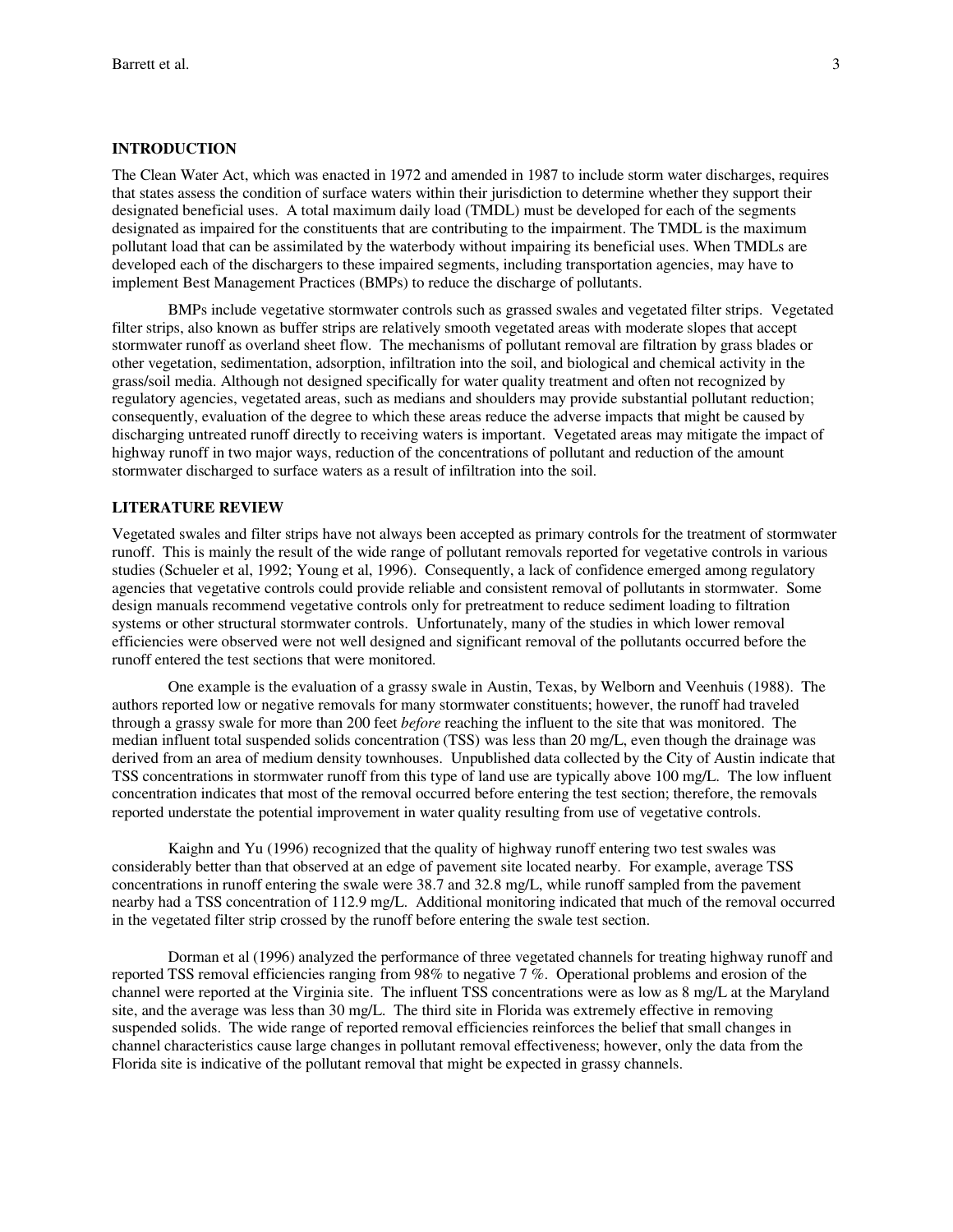## INTRODUCTION

The Clean Water Act, which was enacted in 1972 and amended in 1987 to include storm water discharges, requires that states assess the condition of surface waters within their jurisdiction to determine whether they support their designated beneficial uses. A total maximum daily load (TMDL) must be developed for each of the segments designated as impaired for the constituents that are contributing to the impairment. The TMDL is the maximum pollutant load that can be assimilated by the waterbody without impairing its beneficial uses. When TMDLs are developed each of the dischargers to these impaired segments, including transportation agencies, may have to implement Best Management Practices (BMPs) to reduce the discharge of pollutants.

BMPs include vegetative stormwater controls such as grassed swales and vegetated filter strips. Vegetated filter strips, also known as buffer strips are relatively smooth vegetated areas with moderate slopes that accept stormwater runoff as overland sheet flow. The mechanisms of pollutant removal are filtration by grass blades or other vegetation, sedimentation, adsorption, infiltration into the soil, and biological and chemical activity in the grass/soil media. Although not designed specifically for water quality treatment and often not recognized by regulatory agencies, vegetated areas, such as medians and shoulders may provide substantial pollutant reduction; consequently, evaluation of the degree to which these areas reduce the adverse impacts that might be caused by discharging untreated runoff directly to receiving waters is important. Vegetated areas may mitigate the impact of highway runoff in two major ways, reduction of the concentrations of pollutant and reduction of the amount stormwater discharged to surface waters as a result of infiltration into the soil.

## LITERATURE REVIEW

Vegetated swales and filter strips have not always been accepted as primary controls for the treatment of stormwater runoff. This is mainly the result of the wide range of pollutant removals reported for vegetative controls in various studies (Schueler et al, 1992; Young et al, 1996). Consequently, a lack of confidence emerged among regulatory agencies that vegetative controls could provide reliable and consistent removal of pollutants in stormwater. Some design manuals recommend vegetative controls only for pretreatment to reduce sediment loading to filtration systems or other structural stormwater controls. Unfortunately, many of the studies in which lower removal efficiencies were observed were not well designed and significant removal of the pollutants occurred before the runoff entered the test sections that were monitored.

One example is the evaluation of a grassy swale in Austin, Texas, by Welborn and Veenhuis (1988). The authors reported low or negative removals for many stormwater constituents; however, the runoff had traveled through a grassy swale for more than 200 feet *before* reaching the influent to the site that was monitored. The median influent total suspended solids concentration (TSS) was less than 20 mg/L, even though the drainage was derived from an area of medium density townhouses. Unpublished data collected by the City of Austin indicate that TSS concentrations in stormwater runoff from this type of land use are typically above 100 mg/L. The low influent concentration indicates that most of the removal occurred before entering the test section; therefore, the removals reported understate the potential improvement in water quality resulting from use of vegetative controls.

Kaighn and Yu (1996) recognized that the quality of highway runoff entering two test swales was considerably better than that observed at an edge of pavement site located nearby. For example, average TSS concentrations in runoff entering the swale were 38.7 and 32.8 mg/L, while runoff sampled from the pavement nearby had a TSS concentration of 112.9 mg/L. Additional monitoring indicated that much of the removal occurred in the vegetated filter strip crossed by the runoff before entering the swale test section.

Dorman et al (1996) analyzed the performance of three vegetated channels for treating highway runoff and reported TSS removal efficiencies ranging from 98% to negative 7 %. Operational problems and erosion of the channel were reported at the Virginia site. The influent TSS concentrations were as low as 8 mg/L at the Maryland site, and the average was less than 30 mg/L. The third site in Florida was extremely effective in removing suspended solids. The wide range of reported removal efficiencies reinforces the belief that small changes in channel characteristics cause large changes in pollutant removal effectiveness; however, only the data from the Florida site is indicative of the pollutant removal that might be expected in grassy channels.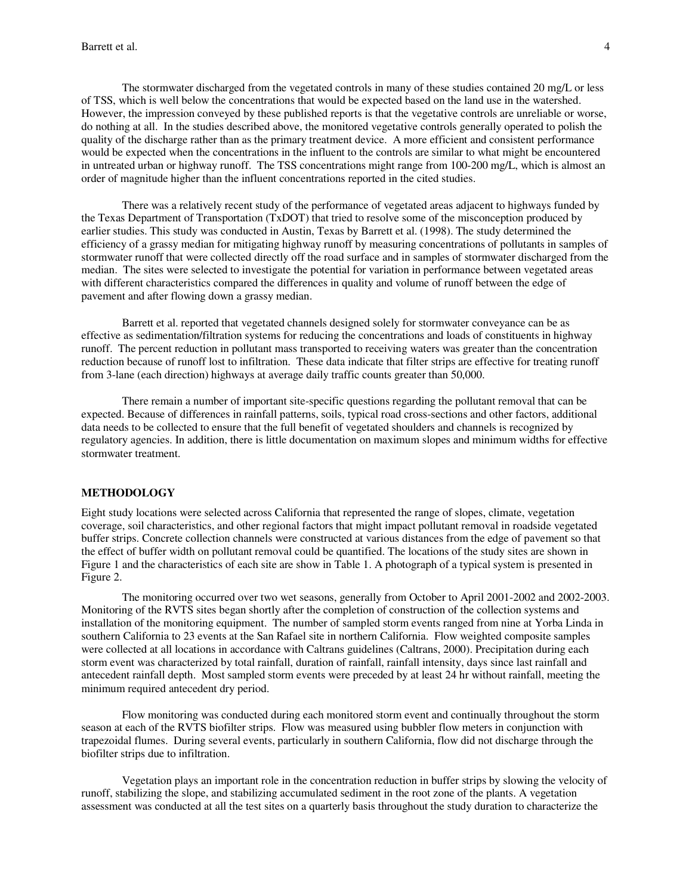The stormwater discharged from the vegetated controls in many of these studies contained 20 mg/L or less of TSS, which is well below the concentrations that would be expected based on the land use in the watershed. However, the impression conveyed by these published reports is that the vegetative controls are unreliable or worse, do nothing at all. In the studies described above, the monitored vegetative controls generally operated to polish the quality of the discharge rather than as the primary treatment device. A more efficient and consistent performance would be expected when the concentrations in the influent to the controls are similar to what might be encountered in untreated urban or highway runoff. The TSS concentrations might range from 100-200 mg/L, which is almost an order of magnitude higher than the influent concentrations reported in the cited studies.

There was a relatively recent study of the performance of vegetated areas adjacent to highways funded by the Texas Department of Transportation (TxDOT) that tried to resolve some of the misconception produced by earlier studies. This study was conducted in Austin, Texas by Barrett et al. (1998). The study determined the efficiency of a grassy median for mitigating highway runoff by measuring concentrations of pollutants in samples of stormwater runoff that were collected directly off the road surface and in samples of stormwater discharged from the median. The sites were selected to investigate the potential for variation in performance between vegetated areas with different characteristics compared the differences in quality and volume of runoff between the edge of pavement and after flowing down a grassy median.

Barrett et al. reported that vegetated channels designed solely for stormwater conveyance can be as effective as sedimentation/filtration systems for reducing the concentrations and loads of constituents in highway runoff. The percent reduction in pollutant mass transported to receiving waters was greater than the concentration reduction because of runoff lost to infiltration. These data indicate that filter strips are effective for treating runoff from 3-lane (each direction) highways at average daily traffic counts greater than 50,000.

There remain a number of important site-specific questions regarding the pollutant removal that can be expected. Because of differences in rainfall patterns, soils, typical road cross-sections and other factors, additional data needs to be collected to ensure that the full benefit of vegetated shoulders and channels is recognized by regulatory agencies. In addition, there is little documentation on maximum slopes and minimum widths for effective stormwater treatment.

## METHODOLOGY

Eight study locations were selected across California that represented the range of slopes, climate, vegetation coverage, soil characteristics, and other regional factors that might impact pollutant removal in roadside vegetated buffer strips. Concrete collection channels were constructed at various distances from the edge of pavement so that the effect of buffer width on pollutant removal could be quantified. The locations of the study sites are shown in Figure 1 and the characteristics of each site are show in Table 1. A photograph of a typical system is presented in Figure 2.

The monitoring occurred over two wet seasons, generally from October to April 2001-2002 and 2002-2003. Monitoring of the RVTS sites began shortly after the completion of construction of the collection systems and installation of the monitoring equipment. The number of sampled storm events ranged from nine at Yorba Linda in southern California to 23 events at the San Rafael site in northern California. Flow weighted composite samples were collected at all locations in accordance with Caltrans guidelines (Caltrans, 2000). Precipitation during each storm event was characterized by total rainfall, duration of rainfall, rainfall intensity, days since last rainfall and antecedent rainfall depth. Most sampled storm events were preceded by at least 24 hr without rainfall, meeting the minimum required antecedent dry period.

Flow monitoring was conducted during each monitored storm event and continually throughout the storm season at each of the RVTS biofilter strips. Flow was measured using bubbler flow meters in conjunction with trapezoidal flumes. During several events, particularly in southern California, flow did not discharge through the biofilter strips due to infiltration.

Vegetation plays an important role in the concentration reduction in buffer strips by slowing the velocity of runoff, stabilizing the slope, and stabilizing accumulated sediment in the root zone of the plants. A vegetation assessment was conducted at all the test sites on a quarterly basis throughout the study duration to characterize the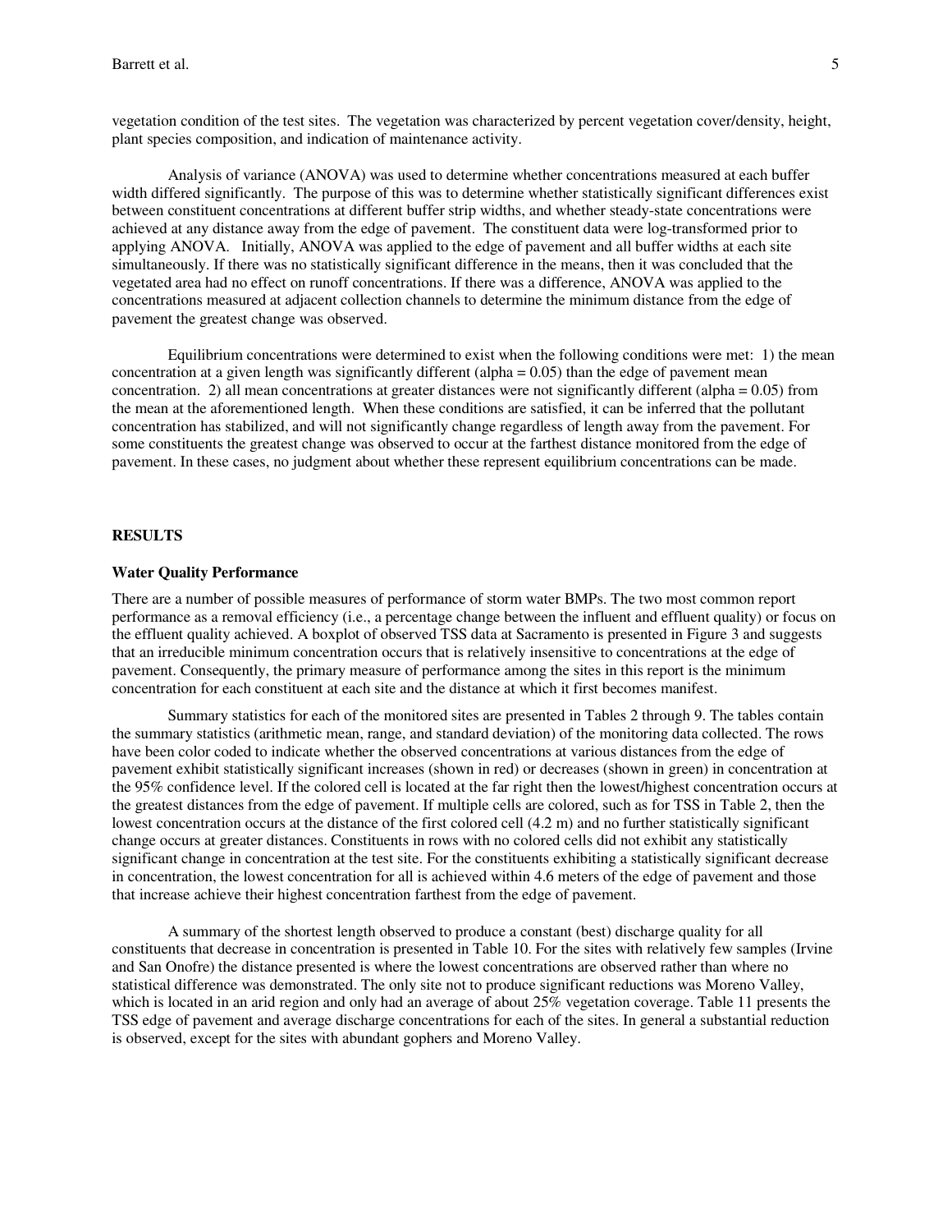vegetation condition of the test sites. The vegetation was characterized by percent vegetation cover/density, height, plant species composition, and indication of maintenance activity.

Analysis of variance (ANOVA) was used to determine whether concentrations measured at each buffer width differed significantly. The purpose of this was to determine whether statistically significant differences exist between constituent concentrations at different buffer strip widths, and whether steady-state concentrations were achieved at any distance away from the edge of pavement. The constituent data were log-transformed prior to applying ANOVA. Initially, ANOVA was applied to the edge of pavement and all buffer widths at each site simultaneously. If there was no statistically significant difference in the means, then it was concluded that the vegetated area had no effect on runoff concentrations. If there was a difference, ANOVA was applied to the concentrations measured at adjacent collection channels to determine the minimum distance from the edge of pavement the greatest change was observed.

Equilibrium concentrations were determined to exist when the following conditions were met: 1) the mean concentration at a given length was significantly different (alpha = 0.05) than the edge of pavement mean concentration. 2) all mean concentrations at greater distances were not significantly different (alpha = 0.05) from the mean at the aforementioned length. When these conditions are satisfied, it can be inferred that the pollutant concentration has stabilized, and will not significantly change regardless of length away from the pavement. For some constituents the greatest change was observed to occur at the farthest distance monitored from the edge of pavement. In these cases, no judgment about whether these represent equilibrium concentrations can be made.

## RESULTS

### Water Quality Performance

There are a number of possible measures of performance of storm water BMPs. The two most common report performance as a removal efficiency (i.e., a percentage change between the influent and effluent quality) or focus on the effluent quality achieved. A boxplot of observed TSS data at Sacramento is presented in Figure 3 and suggests that an irreducible minimum concentration occurs that is relatively insensitive to concentrations at the edge of pavement. Consequently, the primary measure of performance among the sites in this report is the minimum concentration for each constituent at each site and the distance at which it first becomes manifest.

Summary statistics for each of the monitored sites are presented in Tables 2 through 9. The tables contain the summary statistics (arithmetic mean, range, and standard deviation) of the monitoring data collected. The rows have been color coded to indicate whether the observed concentrations at various distances from the edge of pavement exhibit statistically significant increases (shown in red) or decreases (shown in green) in concentration at the 95% confidence level. If the colored cell is located at the far right then the lowest/highest concentration occurs at the greatest distances from the edge of pavement. If multiple cells are colored, such as for TSS in Table 2, then the lowest concentration occurs at the distance of the first colored cell (4.2 m) and no further statistically significant change occurs at greater distances. Constituents in rows with no colored cells did not exhibit any statistically significant change in concentration at the test site. For the constituents exhibiting a statistically significant decrease in concentration, the lowest concentration for all is achieved within 4.6 meters of the edge of pavement and those that increase achieve their highest concentration farthest from the edge of pavement.

A summary of the shortest length observed to produce a constant (best) discharge quality for all constituents that decrease in concentration is presented in Table 10. For the sites with relatively few samples (Irvine and San Onofre) the distance presented is where the lowest concentrations are observed rather than where no statistical difference was demonstrated. The only site not to produce significant reductions was Moreno Valley, which is located in an arid region and only had an average of about 25% vegetation coverage. Table 11 presents the TSS edge of pavement and average discharge concentrations for each of the sites. In general a substantial reduction is observed, except for the sites with abundant gophers and Moreno Valley.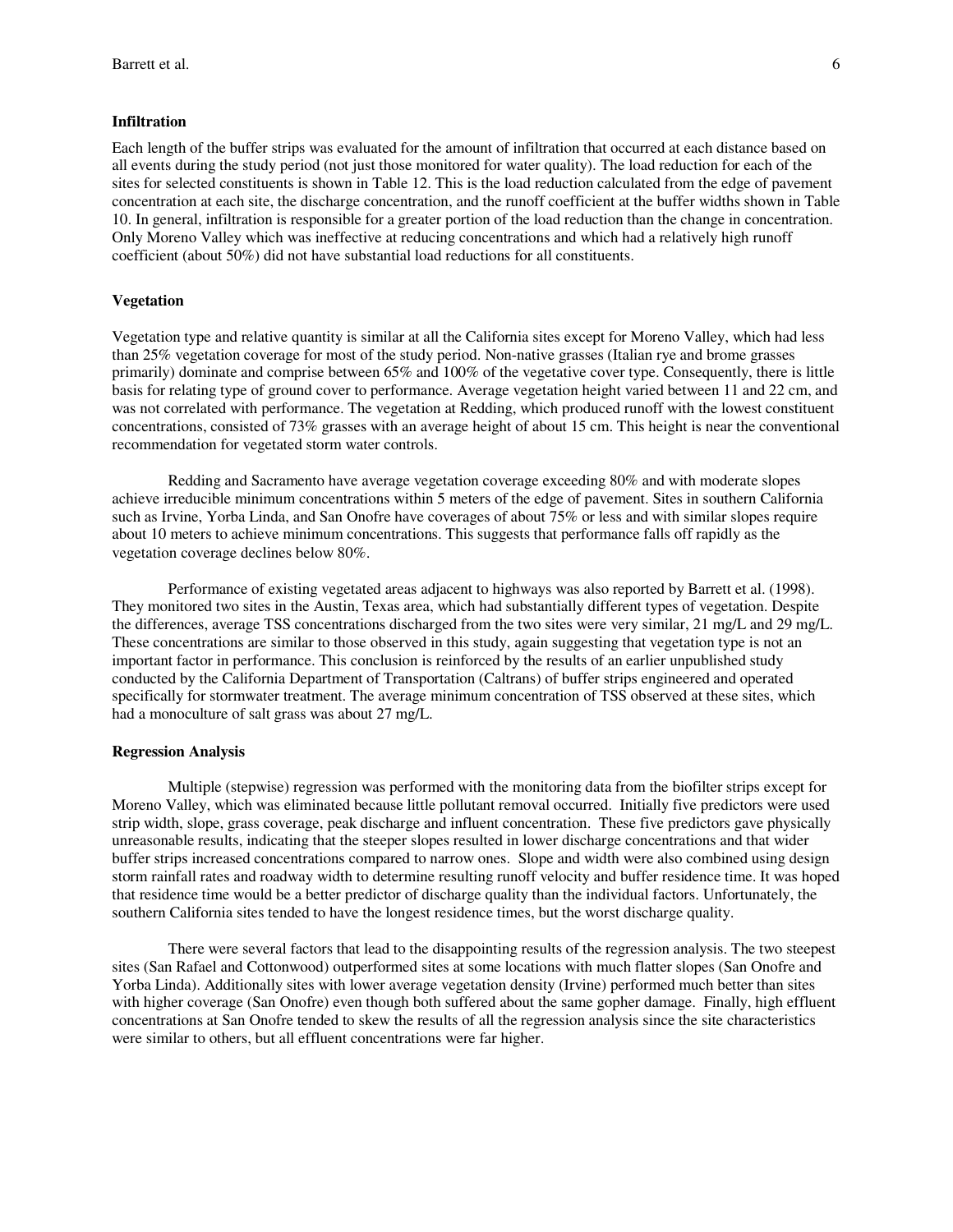### Infiltration

Each length of the buffer strips was evaluated for the amount of infiltration that occurred at each distance based on all events during the study period (not just those monitored for water quality). The load reduction for each of the sites for selected constituents is shown in Table 12. This is the load reduction calculated from the edge of pavement concentration at each site, the discharge concentration, and the runoff coefficient at the buffer widths shown in Table 10. In general, infiltration is responsible for a greater portion of the load reduction than the change in concentration. Only Moreno Valley which was ineffective at reducing concentrations and which had a relatively high runoff coefficient (about 50%) did not have substantial load reductions for all constituents.

### Vegetation

Vegetation type and relative quantity is similar at all the California sites except for Moreno Valley, which had less than 25% vegetation coverage for most of the study period. Non-native grasses (Italian rye and brome grasses primarily) dominate and comprise between 65% and 100% of the vegetative cover type. Consequently, there is little basis for relating type of ground cover to performance. Average vegetation height varied between 11 and 22 cm, and was not correlated with performance. The vegetation at Redding, which produced runoff with the lowest constituent concentrations, consisted of 73% grasses with an average height of about 15 cm. This height is near the conventional recommendation for vegetated storm water controls.

Redding and Sacramento have average vegetation coverage exceeding 80% and with moderate slopes achieve irreducible minimum concentrations within 5 meters of the edge of pavement. Sites in southern California such as Irvine, Yorba Linda, and San Onofre have coverages of about 75% or less and with similar slopes require about 10 meters to achieve minimum concentrations. This suggests that performance falls off rapidly as the vegetation coverage declines below 80%.

Performance of existing vegetated areas adjacent to highways was also reported by Barrett et al. (1998). They monitored two sites in the Austin, Texas area, which had substantially different types of vegetation. Despite the differences, average TSS concentrations discharged from the two sites were very similar, 21 mg/L and 29 mg/L. These concentrations are similar to those observed in this study, again suggesting that vegetation type is not an important factor in performance. This conclusion is reinforced by the results of an earlier unpublished study conducted by the California Department of Transportation (Caltrans) of buffer strips engineered and operated specifically for stormwater treatment. The average minimum concentration of TSS observed at these sites, which had a monoculture of salt grass was about 27 mg/L.

### Regression Analysis

Multiple (stepwise) regression was performed with the monitoring data from the biofilter strips except for Moreno Valley, which was eliminated because little pollutant removal occurred. Initially five predictors were used strip width, slope, grass coverage, peak discharge and influent concentration. These five predictors gave physically unreasonable results, indicating that the steeper slopes resulted in lower discharge concentrations and that wider buffer strips increased concentrations compared to narrow ones. Slope and width were also combined using design storm rainfall rates and roadway width to determine resulting runoff velocity and buffer residence time. It was hoped that residence time would be a better predictor of discharge quality than the individual factors. Unfortunately, the southern California sites tended to have the longest residence times, but the worst discharge quality.

There were several factors that lead to the disappointing results of the regression analysis. The two steepest sites (San Rafael and Cottonwood) outperformed sites at some locations with much flatter slopes (San Onofre and Yorba Linda). Additionally sites with lower average vegetation density (Irvine) performed much better than sites with higher coverage (San Onofre) even though both suffered about the same gopher damage. Finally, high effluent concentrations at San Onofre tended to skew the results of all the regression analysis since the site characteristics were similar to others, but all effluent concentrations were far higher.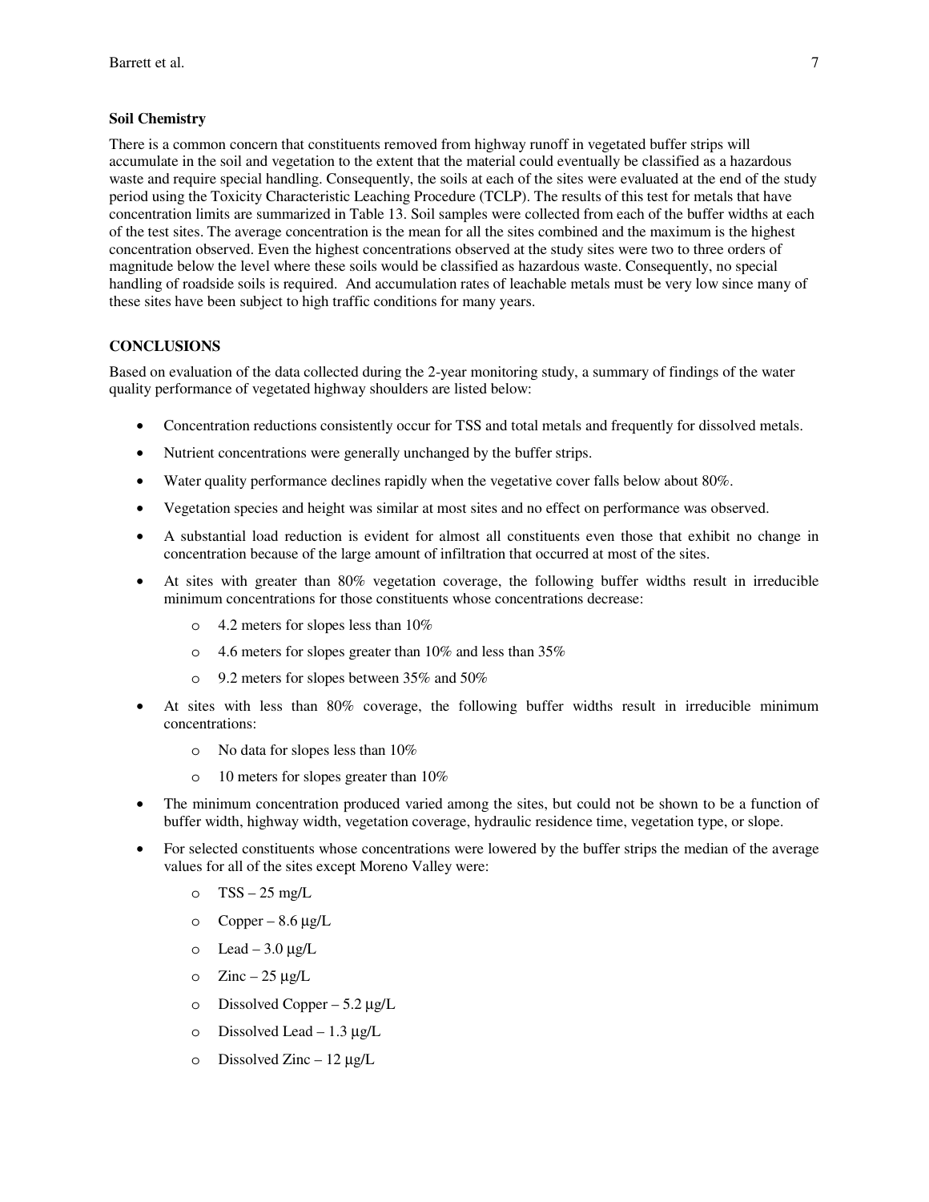**Soil Chemistry**

There is a common concern that constituents removed from highway runoff in vegetated buffer strips will accumulate in the soil and vegetation to the extent that the material could eventually be classified as a hazardous waste and require special handling. Consequently, the soils at each of the sites were evaluated at the end of the study period using the Toxicity Characteristic Leaching Procedure (TCLP). The results of this test for metals that have concentration limits are summarized in Table 13. Soil samples were collected from each of the buffer widths at each of the test sites. The average concentration is the mean for all the sites combined and the maximum is the highest concentration observed. Even the highest concentrations observed at the study sites were two to three orders of magnitude below the level where these soils would be classified as hazardous waste. Consequently, no special handling of roadside soils is required. And accumulation rates of leachable metals must be very low since many of these sites have been subject to high traffic conditions for many years.

**CONCLUSIONS**

Based on evaluation of the data collected during the 2-year monitoring study, a summary of findings of the water quality performance of vegetated highway shoulders are listed below:

- Concentration reductions consistently occur for TSS and total metals and frequently for dissolved metals.
- Nutrient concentrations were generally unchanged by the buffer strips.
- Water quality performance declines rapidly when the vegetative cover falls below about 80%.
- Vegetation species and height was similar at most sites and no effect on performance was observed.
- A substantial load reduction is evident for almost all constituents even those that exhibit no change in concentration because of the large amount of infiltration that occurred at most of the sites.
- At sites with greater than 80% vegetation coverage, the following buffer widths result in irreducible minimum concentrations for those constituents whose concentrations decrease:
    - 4.2 meters for slopes less than 10%
    - 4.6 meters for slopes greater than 10% and less than 35%
    - 9.2 meters for slopes between 35% and 50%
- At sites with less than 80% coverage, the following buffer widths result in irreducible minimum concentrations:
    - No data for slopes less than 10%
    - 10 meters for slopes greater than 10%
- The minimum concentration produced varied among the sites, but could not be shown to be a function of buffer width, highway width, vegetation coverage, hydraulic residence time, vegetation type, or slope.
- For selected constituents whose concentrations were lowered by the buffer strips the median of the average values for all of the sites except Moreno Valley were:
    - TSS – 25 mg/L
    - Copper – 8.6 µg/L
    - Lead – 3.0 µg/L
    - Zinc – 25 µg/L
    - Dissolved Copper – 5.2 µg/L
    - Dissolved Lead – 1.3 µg/L
    - Dissolved Zinc – 12 µg/L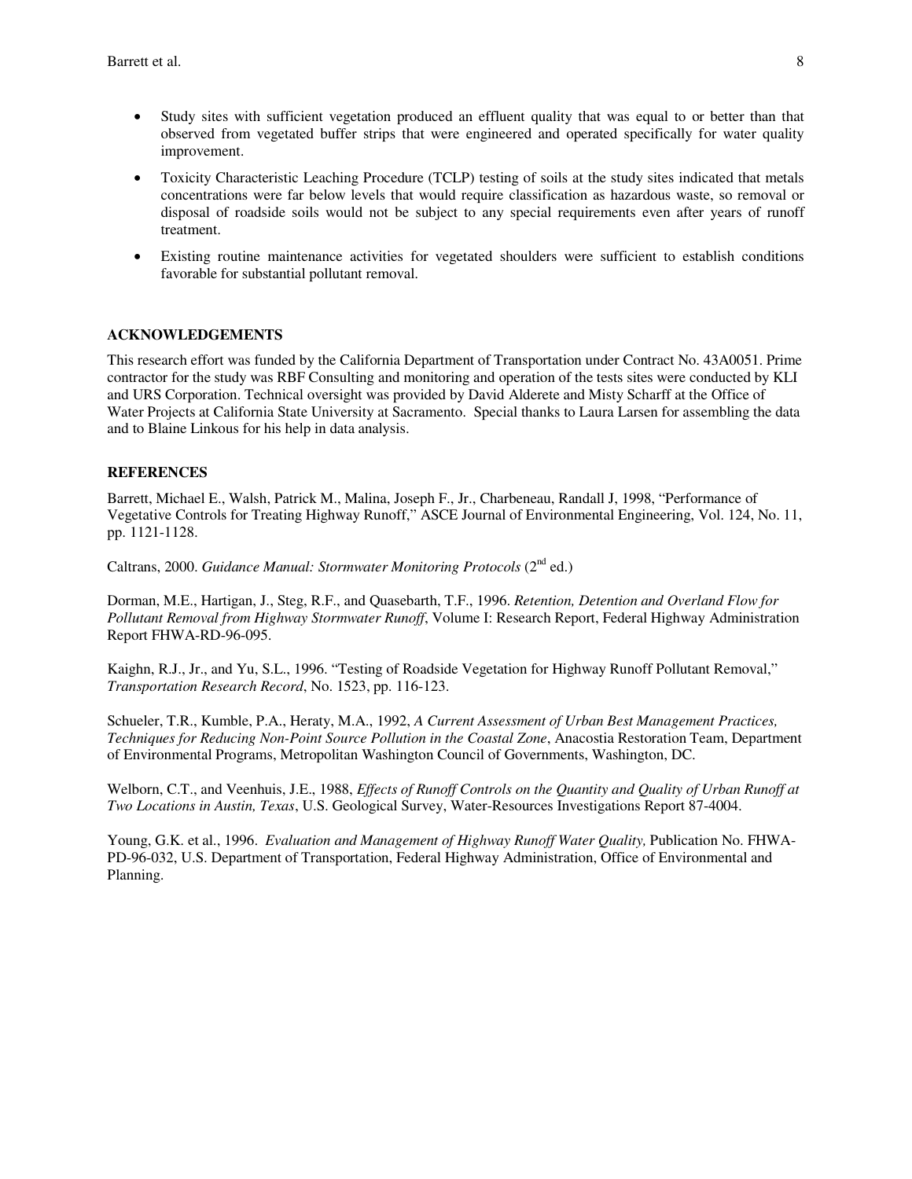- Study sites with sufficient vegetation produced an effluent quality that was equal to or better than that observed from vegetated buffer strips that were engineered and operated specifically for water quality improvement.
- Toxicity Characteristic Leaching Procedure (TCLP) testing of soils at the study sites indicated that metals concentrations were far below levels that would require classification as hazardous waste, so removal or disposal of roadside soils would not be subject to any special requirements even after years of runoff treatment.
- Existing routine maintenance activities for vegetated shoulders were sufficient to establish conditions favorable for substantial pollutant removal.

## ACKNOWLEDGEMENTS

This research effort was funded by the California Department of Transportation under Contract No. 43A0051. Prime contractor for the study was RBF Consulting and monitoring and operation of the tests sites were conducted by KLI and URS Corporation. Technical oversight was provided by David Alderete and Misty Scharff at the Office of Water Projects at California State University at Sacramento. Special thanks to Laura Larsen for assembling the data and to Blaine Linkous for his help in data analysis.

## REFERENCES

Barrett, Michael E., Walsh, Patrick M., Malina, Joseph F., Jr., Charbeneau, Randall J, 1998, "Performance of Vegetative Controls for Treating Highway Runoff," ASCE Journal of Environmental Engineering, Vol. 124, No. 11, pp. 1121-1128.

Caltrans, 2000. *Guidance Manual: Stormwater Monitoring Protocols* (2nd ed.)

Dorman, M.E., Hartigan, J., Steg, R.F., and Quasebarth, T.F., 1996. *Retention, Detention and Overland Flow for Pollutant Removal from Highway Stormwater Runoff*, Volume I: Research Report, Federal Highway Administration Report FHWA-RD-96-095.

Kaighn, R.J., Jr., and Yu, S.L., 1996. "Testing of Roadside Vegetation for Highway Runoff Pollutant Removal," *Transportation Research Record*, No. 1523, pp. 116-123.

Schueler, T.R., Kumble, P.A., Heraty, M.A., 1992, *A Current Assessment of Urban Best Management Practices, Techniques for Reducing Non-Point Source Pollution in the Coastal Zone*, Anacostia Restoration Team, Department of Environmental Programs, Metropolitan Washington Council of Governments, Washington, DC.

Welborn, C.T., and Veenhuis, J.E., 1988, *Effects of Runoff Controls on the Quantity and Quality of Urban Runoff at Two Locations in Austin, Texas*, U.S. Geological Survey, Water-Resources Investigations Report 87-4004.

Young, G.K. et al., 1996. *Evaluation and Management of Highway Runoff Water Quality,* Publication No. FHWA-PD-96-032, U.S. Department of Transportation, Federal Highway Administration, Office of Environmental and Planning.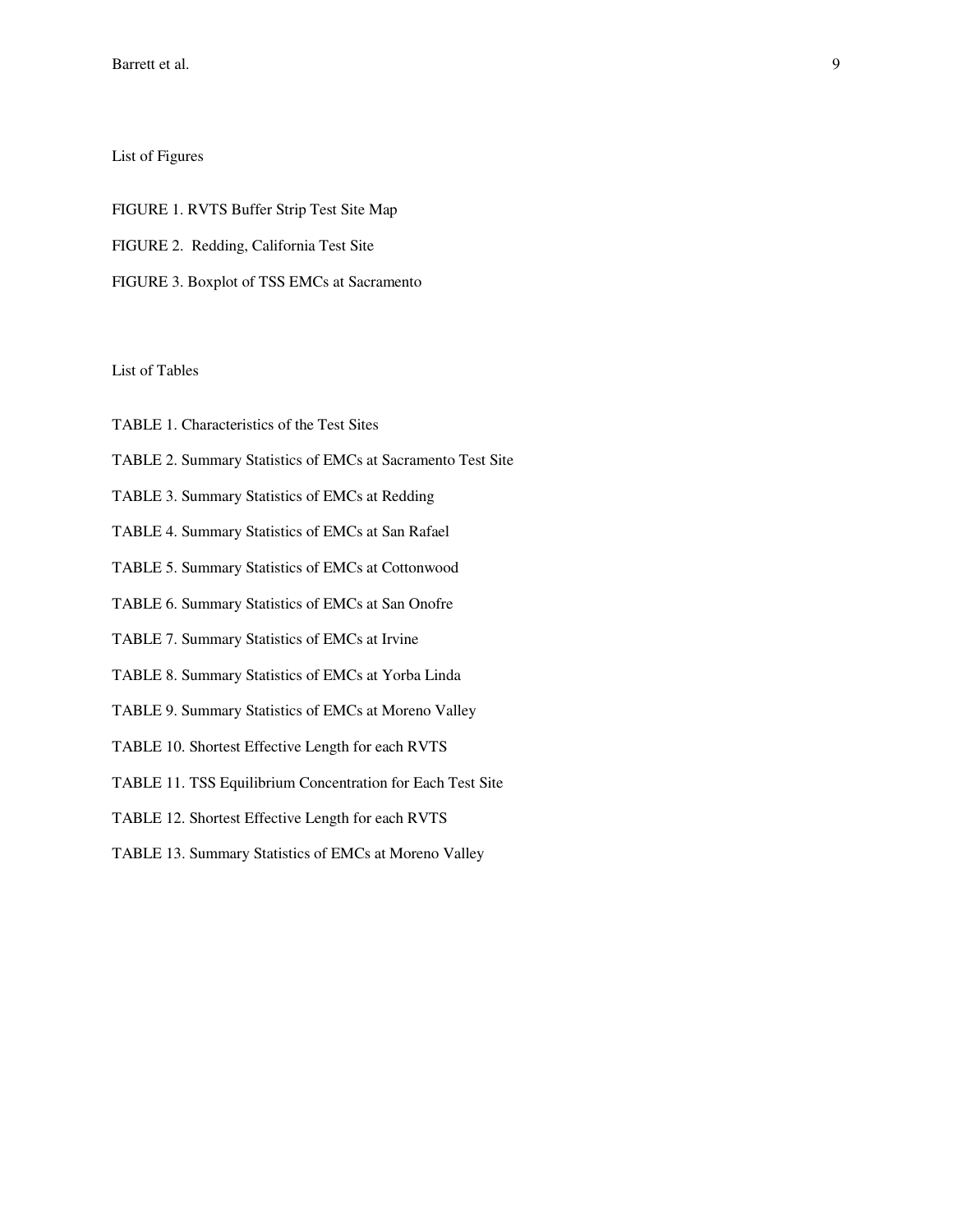## List of Figures

FIGURE 1. RVTS Buffer Strip Test Site Map

FIGURE 2. Redding, California Test Site

FIGURE 3. Boxplot of TSS EMCs at Sacramento

## List of Tables

TABLE 1. Characteristics of the Test Sites

TABLE 2. Summary Statistics of EMCs at Sacramento Test Site

TABLE 3. Summary Statistics of EMCs at Redding

TABLE 4. Summary Statistics of EMCs at San Rafael

TABLE 5. Summary Statistics of EMCs at Cottonwood

TABLE 6. Summary Statistics of EMCs at San Onofre

TABLE 7. Summary Statistics of EMCs at Irvine

TABLE 8. Summary Statistics of EMCs at Yorba Linda

TABLE 9. Summary Statistics of EMCs at Moreno Valley

TABLE 10. Shortest Effective Length for each RVTS

TABLE 11. TSS Equilibrium Concentration for Each Test Site

TABLE 12. Shortest Effective Length for each RVTS

TABLE 13. Summary Statistics of EMCs at Moreno Valley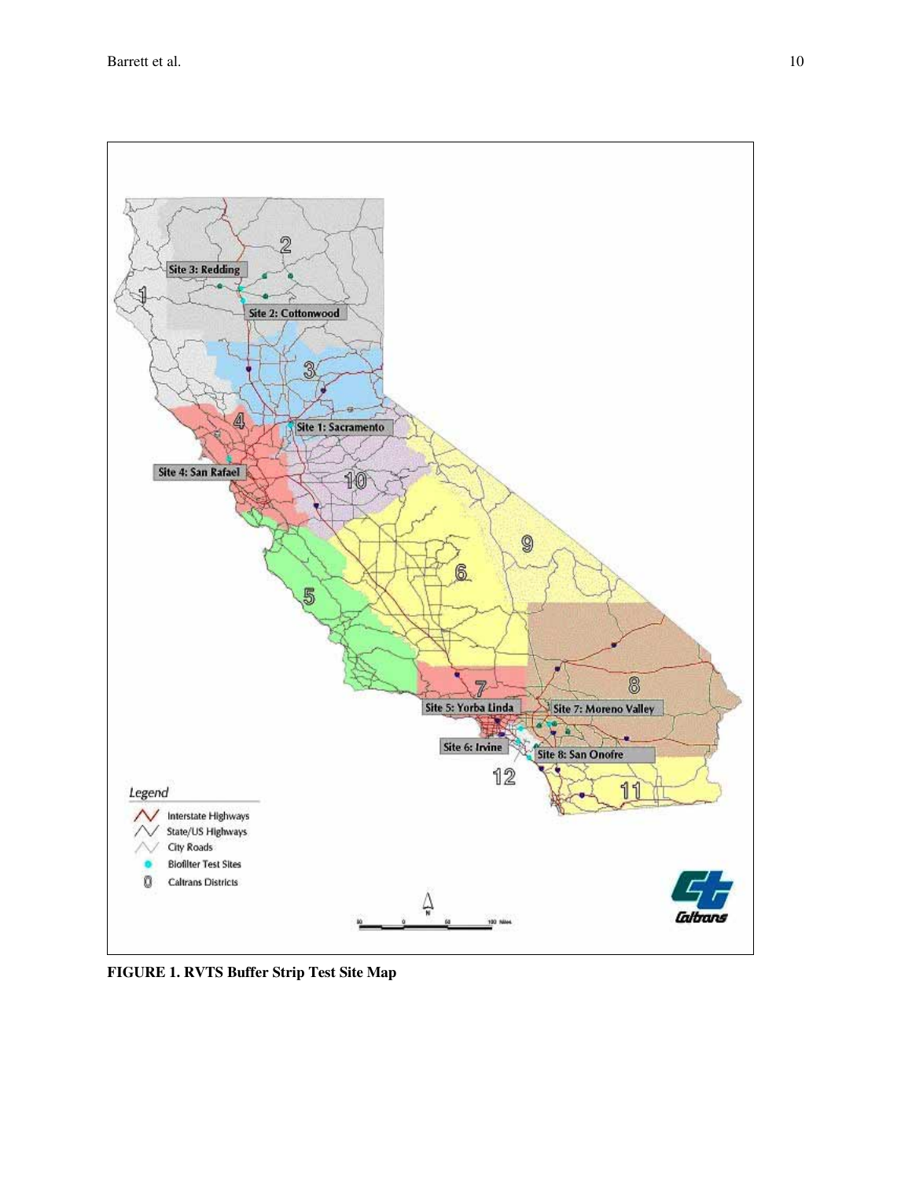**FIGURE 1. RVTS Buffer Strip Test Site Map**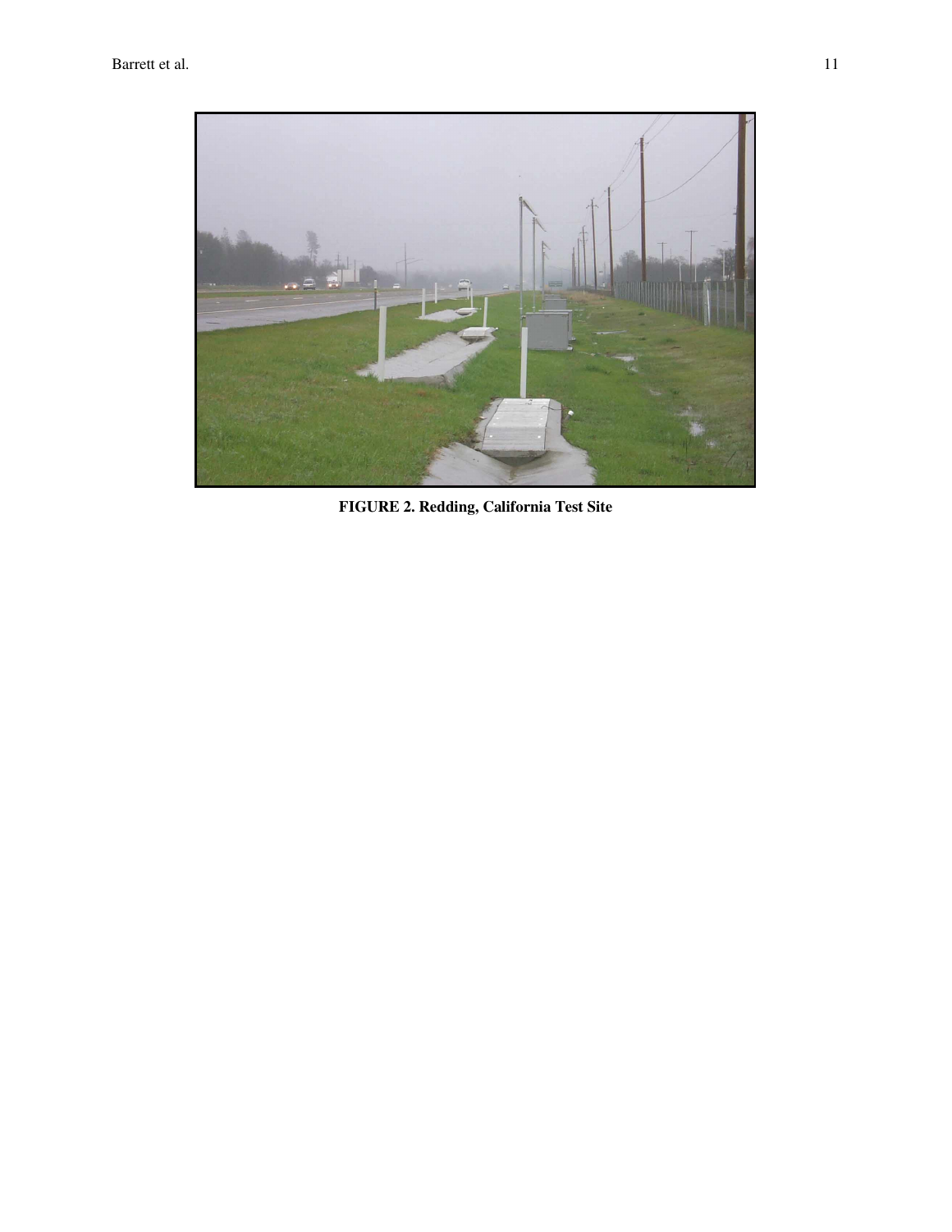**FIGURE 2. Redding, California Test Site**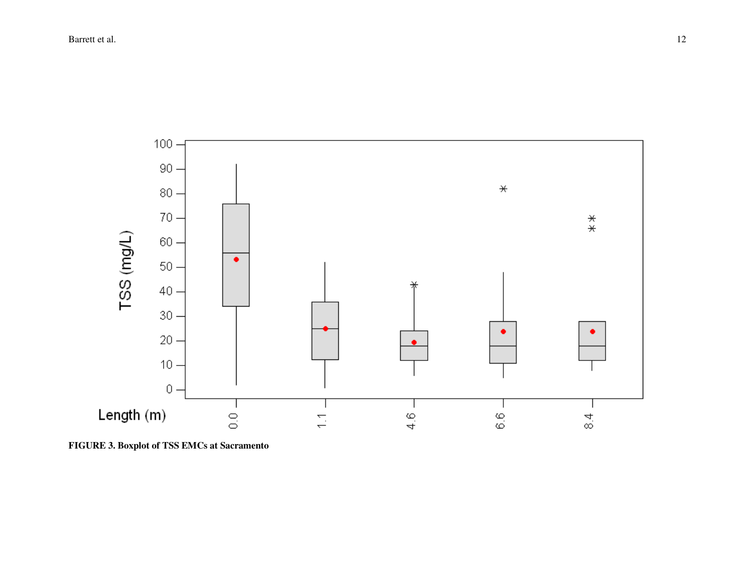FIGURE 3. Boxplot of TSS EMCs at Sacramento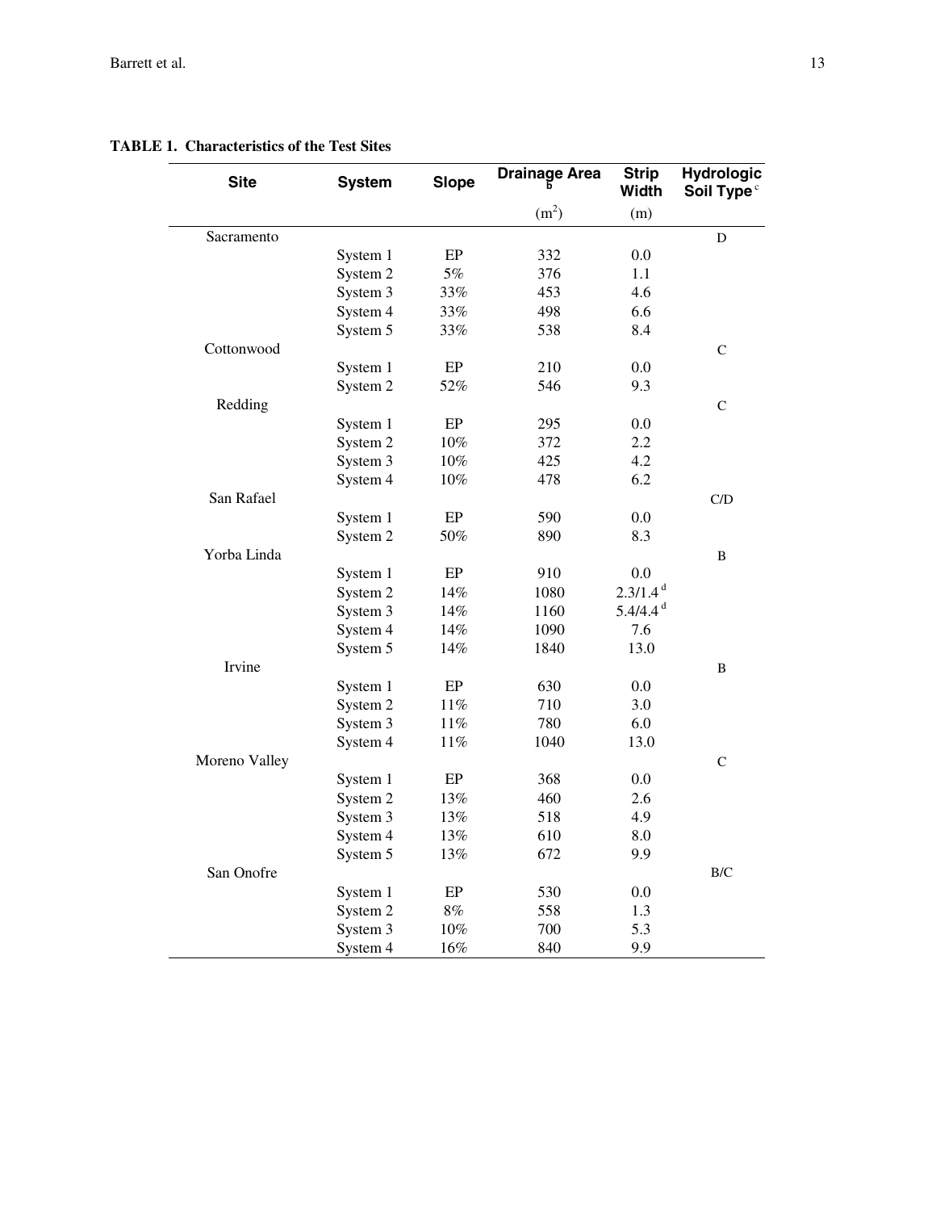**TABLE 1. Characteristics of the Test Sites**

| Site | System | Slope | Drainage Area [b] | Strip Width | Hydrologic Soil Type [c] |
|---|---|---|---|---|---|
| | | | ($m^2$) | (m) | |
| Sacramento | | | | | D |
| | System 1 | EP | 332 | 0.0 | |
| | System 2 | 5% | 376 | 1.1 | |
| | System 3 | 33% | 453 | 4.6 | |
| | System 4 | 33% | 498 | 6.6 | |
| | System 5 | 33% | 538 | 8.4 | |
| Cottonwood | | | | | C |
| | System 1 | EP | 210 | 0.0 | |
| | System 2 | 52% | 546 | 9.3 | |
| Redding | | | | | C |
| | System 1 | EP | 295 | 0.0 | |
| | System 2 | 10% | 372 | 2.2 | |
| | System 3 | 10% | 425 | 4.2 | |
| | System 4 | 10% | 478 | 6.2 | |
| San Rafael | | | | | C/D |
| | System 1 | EP | 590 | 0.0 | |
| | System 2 | 50% | 890 | 8.3 | |
| Yorba Linda | | | | | B |
| | System 1 | EP | 910 | 0.0 | |
| | System 2 | 14% | 1080 | 2.3/1.4 [d] | |
| | System 3 | 14% | 1160 | 5.4/4.4 [d] | |
| | System 4 | 14% | 1090 | 7.6 | |
| | System 5 | 14% | 1840 | 13.0 | |
| Irvine | | | | | B |
| | System 1 | EP | 630 | 0.0 | |
| | System 2 | 11% | 710 | 3.0 | |
| | System 3 | 11% | 780 | 6.0 | |
| | System 4 | 11% | 1040 | 13.0 | |
| Moreno Valley | | | | | C |
| | System 1 | EP | 368 | 0.0 | |
| | System 2 | 13% | 460 | 2.6 | |
| | System 3 | 13% | 518 | 4.9 | |
| | System 4 | 13% | 610 | 8.0 | |
| | System 5 | 13% | 672 | 9.9 | |
| San Onofre | | | | | B/C |
| | System 1 | EP | 530 | 0.0 | |
| | System 2 | 8% | 558 | 1.3 | |
| | System 3 | 10% | 700 | 5.3 | |
| | System 4 | 16% | 840 | 9.9 | |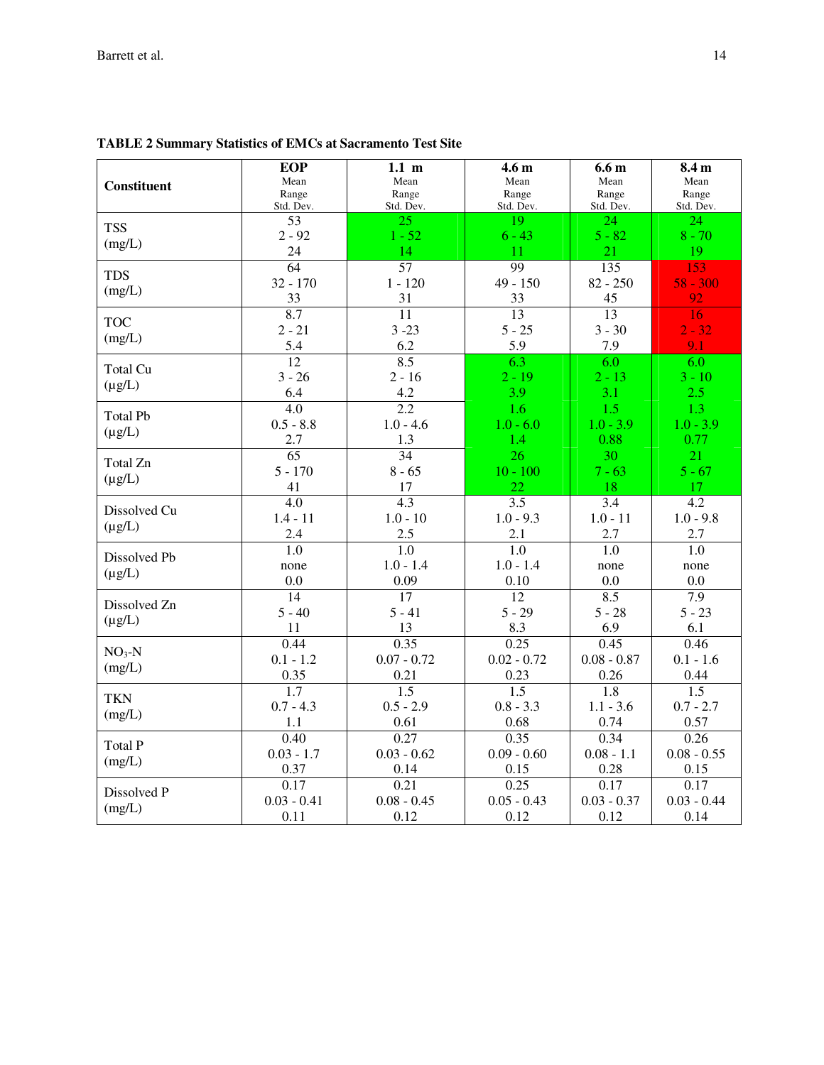**TABLE 2 Summary Statistics of EMCs at Sacramento Test Site**

| Constituent | EOP<br>Mean<br>Range<br>Std. Dev. | 1.1 m<br>Mean<br>Range<br>Std. Dev. | 4.6 m<br>Mean<br>Range<br>Std. Dev. | 6.6 m<br>Mean<br>Range<br>Std. Dev. | 8.4 m<br>Mean<br>Range<br>Std. Dev. |
|---|---|---|---|---|---|
| TSS (mg/L) | 53<br>2 - 92<br>24 | 25<br>1 - 52<br>14 | 19<br>6 - 43<br>11 | 24<br>5 - 82<br>21 | 24<br>8 - 70<br>19 |
| TDS (mg/L) | 64<br>32 - 170<br>33 | 57<br>1 - 120<br>31 | 99<br>49 - 150<br>33 | 135<br>82 - 250<br>45 | 153<br>58 - 300<br>92 |
| TOC (mg/L) | 8.7<br>2 - 21<br>5.4 | 11<br>3 -23<br>6.2 | 13<br>5 - 25<br>5.9 | 13<br>3 - 30<br>7.9 | 16<br>2 - 32<br>9.1 |
| Total Cu (µg/L) | 12<br>3 - 26<br>6.4 | 8.5<br>2 - 16<br>4.2 | 6.3<br>2 - 19<br>3.9 | 6.0<br>2 - 13<br>3.1 | 6.0<br>3 - 10<br>2.5 |
| Total Pb (µg/L) | 4.0<br>0.5 - 8.8<br>2.7 | 2.2<br>1.0 - 4.6<br>1.3 | 1.6<br>1.0 - 6.0<br>1.4 | 1.5<br>1.0 - 3.9<br>0.88 | 1.3<br>1.0 - 3.9<br>0.77 |
| Total Zn (µg/L) | 65<br>5 - 170<br>41 | 34<br>8 - 65<br>17 | 26<br>10 - 100<br>22 | 30<br>7 - 63<br>18 | 21<br>5 - 67<br>17 |
| Dissolved Cu (µg/L) | 4.0<br>1.4 - 11<br>2.4 | 4.3<br>1.0 - 10<br>2.5 | 3.5<br>1.0 - 9.3<br>2.1 | 3.4<br>1.0 - 11<br>2.7 | 4.2<br>1.0 - 9.8<br>2.7 |
| Dissolved Pb (µg/L) | 1.0<br>none<br>0.0 | 1.0<br>1.0 - 1.4<br>0.09 | 1.0<br>1.0 - 1.4<br>0.10 | 1.0<br>none<br>0.0 | 1.0<br>none<br>0.0 |
| Dissolved Zn (µg/L) | 14<br>5 - 40<br>11 | 17<br>5 - 41<br>13 | 12<br>5 - 29<br>8.3 | 8.5<br>5 - 28<br>6.9 | 7.9<br>5 - 23<br>6.1 |
| $NO_3$-N (mg/L) | 0.44<br>0.1 - 1.2<br>0.35 | 0.35<br>0.07 - 0.72<br>0.21 | 0.25<br>0.02 - 0.72<br>0.23 | 0.45<br>0.08 - 0.87<br>0.26 | 0.46<br>0.1 - 1.6<br>0.44 |
| TKN (mg/L) | 1.7<br>0.7 - 4.3<br>1.1 | 1.5<br>0.5 - 2.9<br>0.61 | 1.5<br>0.8 - 3.3<br>0.68 | 1.8<br>1.1 - 3.6<br>0.74 | 1.5<br>0.7 - 2.7<br>0.57 |
| Total P (mg/L) | 0.40<br>0.03 - 1.7<br>0.37 | 0.27<br>0.03 - 0.62<br>0.14 | 0.35<br>0.09 - 0.60<br>0.15 | 0.34<br>0.08 - 1.1<br>0.28 | 0.26<br>0.08 - 0.55<br>0.15 |
| Dissolved P (mg/L) | 0.17<br>0.03 - 0.41<br>0.11 | 0.21<br>0.08 - 0.45<br>0.12 | 0.25<br>0.05 - 0.43<br>0.12 | 0.17<br>0.03 - 0.37<br>0.12 | 0.17<br>0.03 - 0.44<br>0.14 |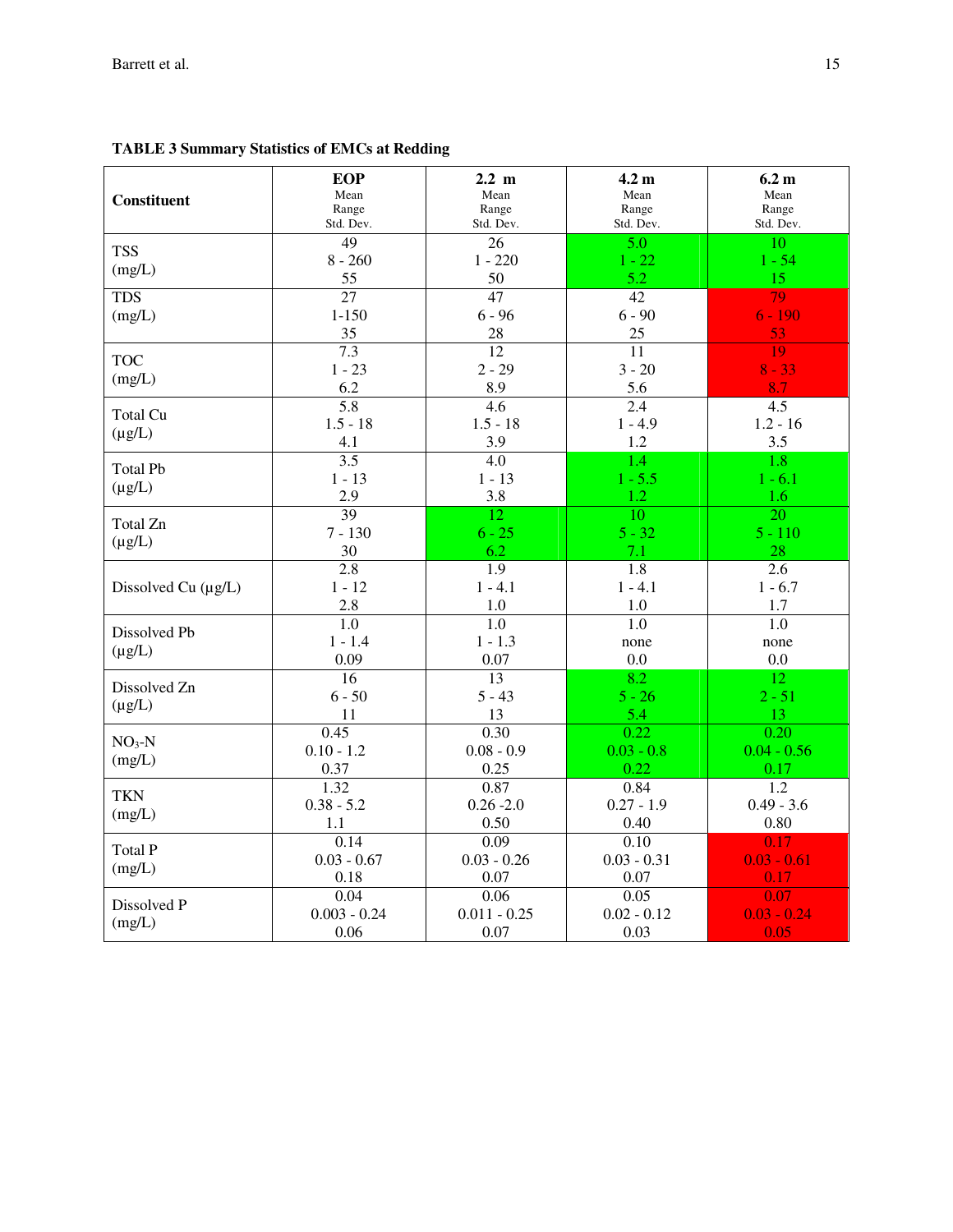**TABLE 3 Summary Statistics of EMCs at Redding**

| Constituent | EOP<br>Mean<br>Range<br>Std. Dev. | 2.2 m<br>Mean<br>Range<br>Std. Dev. | 4.2 m<br>Mean<br>Range<br>Std. Dev. | 6.2 m<br>Mean<br>Range<br>Std. Dev. |
|---|---|---|---|---|
| TSS (mg/L) | 49<br>8 - 260<br>55 | 26<br>1 - 220<br>50 | 5.0<br>1 - 22<br>5.2 | 10<br>1 - 54<br>15 |
| TDS (mg/L) | 27<br>1-150<br>35 | 47<br>6 - 96<br>28 | 42<br>6 - 90<br>25 | 79<br>6 - 190<br>53 |
| TOC (mg/L) | 7.3<br>1 - 23<br>6.2 | 12<br>2 - 29<br>8.9 | 11<br>3 - 20<br>5.6 | 19<br>8 - 33<br>8.7 |
| Total Cu (μg/L) | 5.8<br>1.5 - 18<br>4.1 | 4.6<br>1.5 - 18<br>3.9 | 2.4<br>1 - 4.9<br>1.2 | 4.5<br>1.2 - 16<br>3.5 |
| Total Pb (μg/L) | 3.5<br>1 - 13<br>2.9 | 4.0<br>1 - 13<br>3.8 | 1.4<br>1 - 5.5<br>1.2 | 1.8<br>1 - 6.1<br>1.6 |
| Total Zn (μg/L) | 39<br>7 - 130<br>30 | 12<br>6 - 25<br>6.2 | 10<br>5 - 32<br>7.1 | 20<br>5 - 110<br>28 |
| Dissolved Cu (μg/L) | 2.8<br>1 - 12<br>2.8 | 1.9<br>1 - 4.1<br>1.0 | 1.8<br>1 - 4.1<br>1.0 | 2.6<br>1 - 6.7<br>1.7 |
| Dissolved Pb (μg/L) | 1.0<br>1 - 1.4<br>0.09 | 1.0<br>1 - 1.3<br>0.07 | 1.0<br>none<br>0.0 | 1.0<br>none<br>0.0 |
| Dissolved Zn (μg/L) | 16<br>6 - 50<br>11 | 13<br>5 - 43<br>13 | 8.2<br>5 - 26<br>5.4 | 12<br>2 - 51<br>13 |
| $NO_3$-N (mg/L) | 0.45<br>0.10 - 1.2<br>0.37 | 0.30<br>0.08 - 0.9<br>0.25 | 0.22<br>0.03 - 0.8<br>0.22 | 0.20<br>0.04 - 0.56<br>0.17 |
| TKN (mg/L) | 1.32<br>0.38 - 5.2<br>1.1 | 0.87<br>0.26 -2.0<br>0.50 | 0.84<br>0.27 - 1.9<br>0.40 | 1.2<br>0.49 - 3.6<br>0.80 |
| Total P (mg/L) | 0.14<br>0.03 - 0.67<br>0.18 | 0.09<br>0.03 - 0.26<br>0.07 | 0.10<br>0.03 - 0.31<br>0.07 | 0.17<br>0.03 - 0.61<br>0.17 |
| Dissolved P (mg/L) | 0.04<br>0.003 - 0.24<br>0.06 | 0.06<br>0.011 - 0.25<br>0.07 | 0.05<br>0.02 - 0.12<br>0.03 | 0.07<br>0.03 - 0.24<br>0.05 |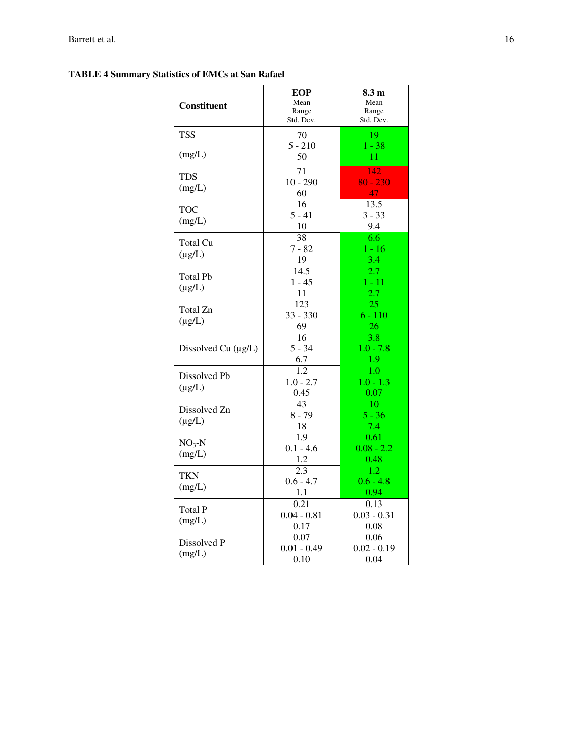**TABLE 4 Summary Statistics of EMCs at San Rafael**

| Constituent | EOP<br>Mean<br>Range<br>Std. Dev. | 8.3 m<br>Mean<br>Range<br>Std. Dev. |
|---|---|---|
| TSS (mg/L) | 70<br>5 - 210<br>50 | 19<br>1 - 38<br>11 |
| TDS (mg/L) | 71<br>10 - 290<br>60 | 142<br>80 - 230<br>47 |
| TOC (mg/L) | 16<br>5 - 41<br>10 | 13.5<br>3 - 33<br>9.4 |
| Total Cu (µg/L) | 38<br>7 - 82<br>19 | 6.6<br>1 - 16<br>3.4 |
| Total Pb (µg/L) | 14.5<br>1 - 45<br>11 | 2.7<br>1 - 11<br>2.7 |
| Total Zn (µg/L) | 123<br>33 - 330<br>69 | 25<br>6 - 110<br>26 |
| Dissolved Cu (µg/L) | 16<br>5 - 34<br>6.7 | 3.8<br>1.0 - 7.8<br>1.9 |
| Dissolved Pb (µg/L) | 1.2<br>1.0 - 2.7<br>0.45 | 1.0<br>1.0 - 1.3<br>0.07 |
| Dissolved Zn (µg/L) | 43<br>8 - 79<br>18 | 10<br>5 - 36<br>7.4 |
| $NO_3$-N (mg/L) | 1.9<br>0.1 - 4.6<br>1.2 | 0.61<br>0.08 - 2.2<br>0.48 |
| TKN (mg/L) | 2.3<br>0.6 - 4.7<br>1.1 | 1.2<br>0.6 - 4.8<br>0.94 |
| Total P (mg/L) | 0.21<br>0.04 - 0.81<br>0.17 | 0.13<br>0.03 - 0.31<br>0.08 |
| Dissolved P (mg/L) | 0.07<br>0.01 - 0.49<br>0.10 | 0.06<br>0.02 - 0.19<br>0.04 |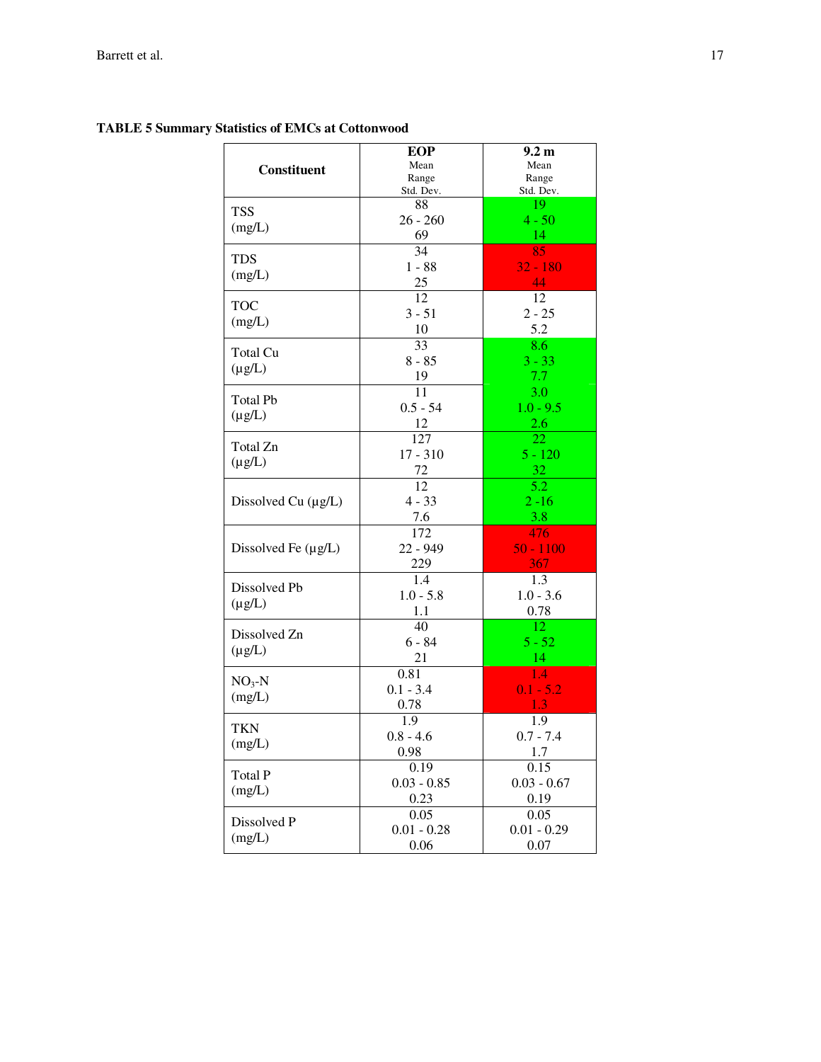**TABLE 5 Summary Statistics of EMCs at Cottonwood**

| Constituent | EOP<br>Mean<br>Range<br>Std. Dev. | 9.2 m<br>Mean<br>Range<br>Std. Dev. |
|---|---|---|
| TSS (mg/L) | 88<br>26 - 260<br>69 | 19<br>4 - 50<br>14 |
| TDS (mg/L) | 34<br>1 - 88<br>25 | 85<br>32 - 180<br>44 |
| TOC (mg/L) | 12<br>3 - 51<br>10 | 12<br>2 - 25<br>5.2 |
| Total Cu (µg/L) | 33<br>8 - 85<br>19 | 8.6<br>3 - 33<br>7.7 |
| Total Pb (µg/L) | 11<br>0.5 - 54<br>12 | 3.0<br>1.0 - 9.5<br>2.6 |
| Total Zn (µg/L) | 127<br>17 - 310<br>72 | 22<br>5 - 120<br>32 |
| Dissolved Cu (µg/L) | 12<br>4 - 33<br>7.6 | 5.2<br>2 -16<br>3.8 |
| Dissolved Fe (µg/L) | 172<br>22 - 949<br>229 | 476<br>50 - 1100<br>367 |
| Dissolved Pb (µg/L) | 1.4<br>1.0 - 5.8<br>1.1 | 1.3<br>1.0 - 3.6<br>0.78 |
| Dissolved Zn (µg/L) | 40<br>6 - 84<br>21 | 12<br>5 - 52<br>14 |
| $NO_3$-N (mg/L) | 0.81<br>0.1 - 3.4<br>0.78 | 1.4<br>0.1 - 5.2<br>1.3 |
| TKN (mg/L) | 1.9<br>0.8 - 4.6<br>0.98 | 1.9<br>0.7 - 7.4<br>1.7 |
| Total P (mg/L) | 0.19<br>0.03 - 0.85<br>0.23 | 0.15<br>0.03 - 0.67<br>0.19 |
| Dissolved P (mg/L) | 0.05<br>0.01 - 0.28<br>0.06 | 0.05<br>0.01 - 0.29<br>0.07 |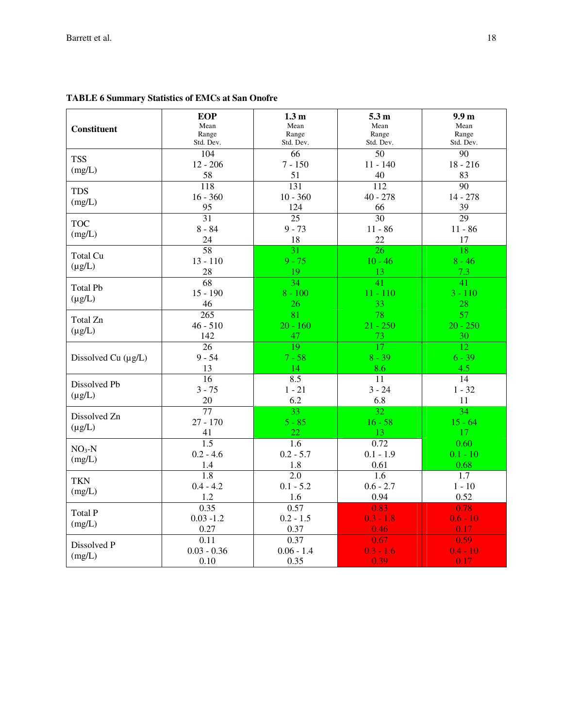**TABLE 6 Summary Statistics of EMCs at San Onofre**

| Constituent | **EOP**<br>Mean<br>Range<br>Std. Dev. | **1.3 m**<br>Mean<br>Range<br>Std. Dev. | **5.3 m**<br>Mean<br>Range<br>Std. Dev. | **9.9 m**<br>Mean<br>Range<br>Std. Dev. |
|---|---|---|---|---|
| TSS<br>(mg/L) | 104<br>12 - 206<br>58 | 66<br>7 - 150<br>51 | 50<br>11 - 140<br>40 | 90<br>18 - 216<br>83 |
| TDS<br>(mg/L) | 118<br>16 - 360<br>95 | 131<br>10 - 360<br>124 | 112<br>40 - 278<br>66 | 90<br>14 - 278<br>39 |
| TOC<br>(mg/L) | 31<br>8 - 84<br>24 | 25<br>9 - 73<br>18 | 30<br>11 - 86<br>22 | 29<br>11 - 86<br>17 |
| Total Cu<br>(µg/L) | 58<br>13 - 110<br>28 | 31<br>9 - 75<br>19 | 26<br>10 - 46<br>13 | 18<br>8 - 46<br>7.3 |
| Total Pb<br>(µg/L) | 68<br>15 - 190<br>46 | 34<br>8 - 100<br>26 | 41<br>11 - 110<br>33 | 41<br>3 - 110<br>28 |
| Total Zn<br>(µg/L) | 265<br>46 - 510<br>142 | 81<br>20 - 160<br>47 | 78<br>21 - 250<br>73 | 57<br>20 - 250<br>30 |
| Dissolved Cu (µg/L) | 26<br>9 - 54<br>13 | 19<br>7 - 58<br>14 | 17<br>8 - 39<br>8.6 | 12<br>6 - 39<br>4.5 |
| Dissolved Pb<br>(µg/L) | 16<br>3 - 75<br>20 | 8.5<br>1 - 21<br>6.2 | 11<br>3 - 24<br>6.8 | 14<br>1 - 32<br>11 |
| Dissolved Zn<br>(µg/L) | 77<br>27 - 170<br>41 | 33<br>5 - 85<br>22 | 32<br>16 - 58<br>13 | 34<br>15 - 64<br>17 |
| $NO_3$-N<br>(mg/L) | 1.5<br>0.2 - 4.6<br>1.4 | 1.6<br>0.2 - 5.7<br>1.8 | 0.72<br>0.1 - 1.9<br>0.61 | 0.60<br>0.1 - 10<br>0.68 |
| TKN<br>(mg/L) | 1.8<br>0.4 - 4.2<br>1.2 | 2.0<br>0.1 - 5.2<br>1.6 | 1.6<br>0.6 - 2.7<br>0.94 | 1.7<br>1 - 10<br>0.52 |
| Total P<br>(mg/L) | 0.35<br>0.03 -1.2<br>0.27 | 0.57<br>0.2 - 1.5<br>0.37 | 0.83<br>0.3 - 1.8<br>0.46 | 0.78<br>0.6 - 10<br>0.17 |
| Dissolved P<br>(mg/L) | 0.11<br>0.03 - 0.36<br>0.10 | 0.37<br>0.06 - 1.4<br>0.35 | 0.67<br>0.3 - 1.6<br>0.39 | 0.59<br>0.4 - 10<br>0.17 |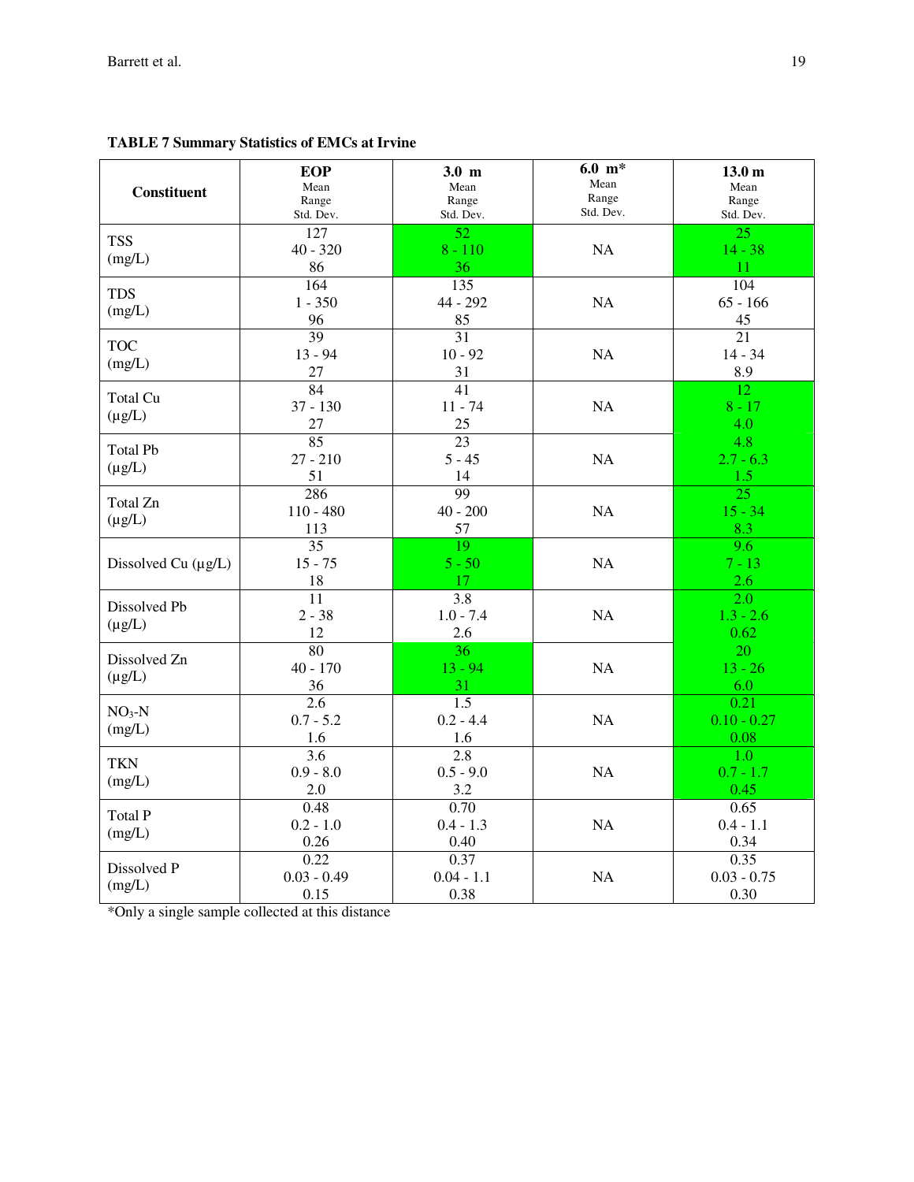**TABLE 7 Summary Statistics of EMCs at Irvine**

| Constituent | EOP<br>Mean<br>Range<br>Std. Dev. | 3.0 m<br>Mean<br>Range<br>Std. Dev. | 6.0 m*<br>Mean<br>Range<br>Std. Dev. | 13.0 m<br>Mean<br>Range<br>Std. Dev. |
|---|---|---|---|---|
| TSS (mg/L) | 127<br>40 - 320<br>86 | 52<br>8 - 110<br>36 | NA | 25<br>14 - 38<br>11 |
| TDS (mg/L) | 164<br>1 - 350<br>96 | 135<br>44 - 292<br>85 | NA | 104<br>65 - 166<br>45 |
| TOC (mg/L) | 39<br>13 - 94<br>27 | 31<br>10 - 92<br>31 | NA | 21<br>14 - 34<br>8.9 |
| Total Cu (µg/L) | 84<br>37 - 130<br>27 | 41<br>11 - 74<br>25 | NA | 12<br>8 - 17<br>4.0 |
| Total Pb (µg/L) | 85<br>27 - 210<br>51 | 23<br>5 - 45<br>14 | NA | 4.8<br>2.7 - 6.3<br>1.5 |
| Total Zn (µg/L) | 286<br>110 - 480<br>113 | 99<br>40 - 200<br>57 | NA | 25<br>15 - 34<br>8.3 |
| Dissolved Cu (µg/L) | 35<br>15 - 75<br>18 | 19<br>5 - 50<br>17 | NA | 9.6<br>7 - 13<br>2.6 |
| Dissolved Pb (µg/L) | 11<br>2 - 38<br>12 | 3.8<br>1.0 - 7.4<br>2.6 | NA | 2.0<br>1.3 - 2.6<br>0.62 |
| Dissolved Zn (µg/L) | 80<br>40 - 170<br>36 | 36<br>13 - 94<br>31 | NA | 20<br>13 - 26<br>6.0 |
| $NO_3$-N (mg/L) | 2.6<br>0.7 - 5.2<br>1.6 | 1.5<br>0.2 - 4.4<br>1.6 | NA | 0.21<br>0.10 - 0.27<br>0.08 |
| TKN (mg/L) | 3.6<br>0.9 - 8.0<br>2.0 | 2.8<br>0.5 - 9.0<br>3.2 | NA | 1.0<br>0.7 - 1.7<br>0.45 |
| Total P (mg/L) | 0.48<br>0.2 - 1.0<br>0.26 | 0.70<br>0.4 - 1.3<br>0.40 | NA | 0.65<br>0.4 - 1.1<br>0.34 |
| Dissolved P (mg/L) | 0.22<br>0.03 - 0.49<br>0.15 | 0.37<br>0.04 - 1.1<br>0.38 | NA | 0.35<br>0.03 - 0.75<br>0.30 |

*Only a single sample collected at this distance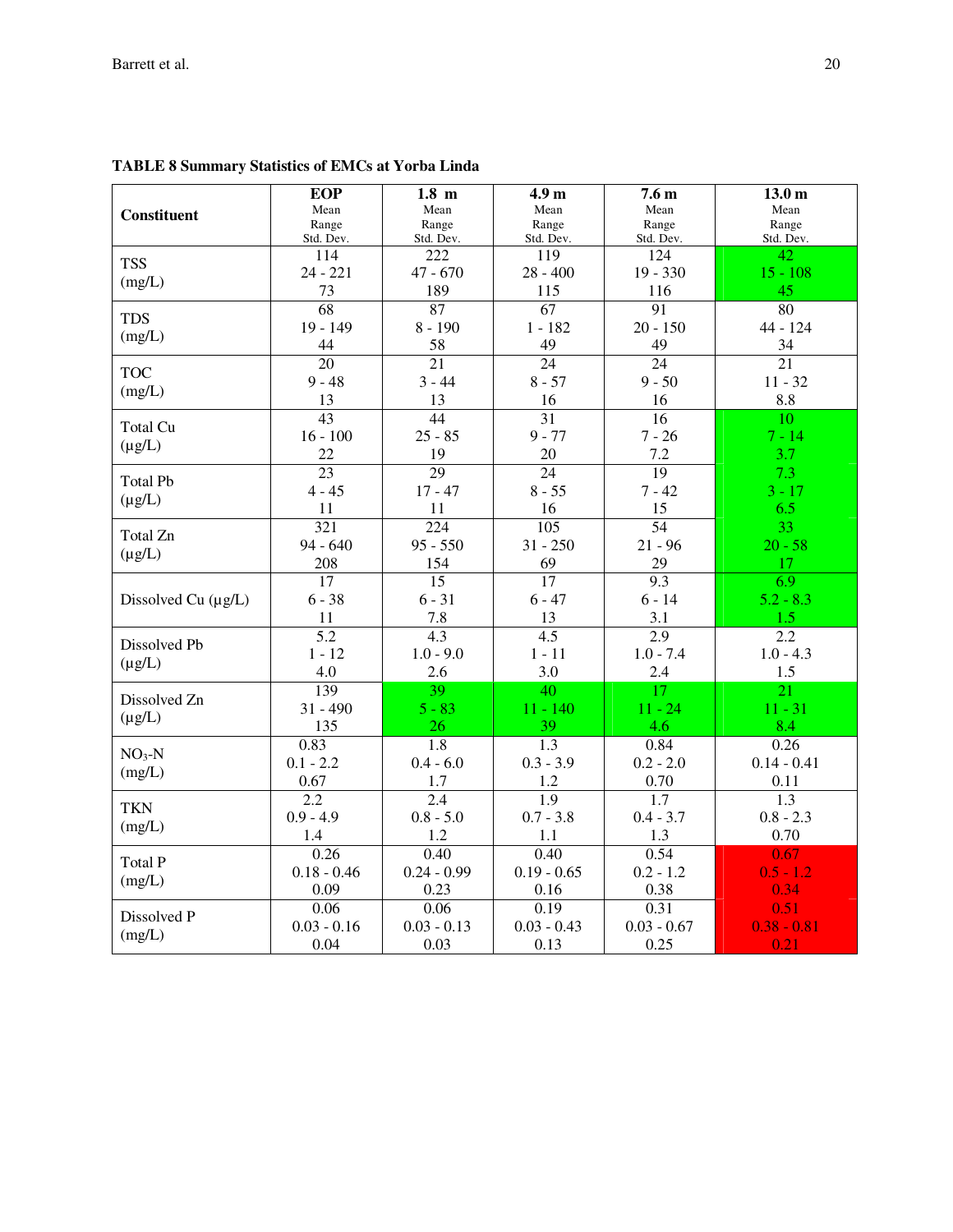**TABLE 8 Summary Statistics of EMCs at Yorba Linda**

| Constituent | EOP<br>Mean<br>Range<br>Std. Dev. | 1.8 m<br>Mean<br>Range<br>Std. Dev. | 4.9 m<br>Mean<br>Range<br>Std. Dev. | 7.6 m<br>Mean<br>Range<br>Std. Dev. | 13.0 m<br>Mean<br>Range<br>Std. Dev. |
|---|---|---|---|---|---|
| TSS (mg/L) | 114<br>24 - 221<br>73 | 222<br>47 - 670<br>189 | 119<br>28 - 400<br>115 | 124<br>19 - 330<br>116 | 42<br>15 - 108<br>45 |
| TDS (mg/L) | 68<br>19 - 149<br>44 | 87<br>8 - 190<br>58 | 67<br>1 - 182<br>49 | 91<br>20 - 150<br>49 | 80<br>44 - 124<br>34 |
| TOC (mg/L) | 20<br>9 - 48<br>13 | 21<br>3 - 44<br>13 | 24<br>8 - 57<br>16 | 24<br>9 - 50<br>16 | 21<br>11 - 32<br>8.8 |
| Total Cu (µg/L) | 43<br>16 - 100<br>22 | 44<br>25 - 85<br>19 | 31<br>9 - 77<br>20 | 16<br>7 - 26<br>7.2 | 10<br>7 - 14<br>3.7 |
| Total Pb (µg/L) | 23<br>4 - 45<br>11 | 29<br>17 - 47<br>11 | 24<br>8 - 55<br>16 | 19<br>7 - 42<br>15 | 7.3<br>3 - 17<br>6.5 |
| Total Zn (µg/L) | 321<br>94 - 640<br>208 | 224<br>95 - 550<br>154 | 105<br>31 - 250<br>69 | 54<br>21 - 96<br>29 | 33<br>20 - 58<br>17 |
| Dissolved Cu (µg/L) | 17<br>6 - 38<br>11 | 15<br>6 - 31<br>7.8 | 17<br>6 - 47<br>13 | 9.3<br>6 - 14<br>3.1 | 6.9<br>5.2 - 8.3<br>1.5 |
| Dissolved Pb (µg/L) | 5.2<br>1 - 12<br>4.0 | 4.3<br>1.0 - 9.0<br>2.6 | 4.5<br>1 - 11<br>3.0 | 2.9<br>1.0 - 7.4<br>2.4 | 2.2<br>1.0 - 4.3<br>1.5 |
| Dissolved Zn (µg/L) | 139<br>31 - 490<br>135 | 39<br>5 - 83<br>26 | 40<br>11 - 140<br>39 | 17<br>11 - 24<br>4.6 | 21<br>11 - 31<br>8.4 |
| $NO_3$-N (mg/L) | 0.83<br>0.1 - 2.2<br>0.67 | 1.8<br>0.4 - 6.0<br>1.7 | 1.3<br>0.3 - 3.9<br>1.2 | 0.84<br>0.2 - 2.0<br>0.70 | 0.26<br>0.14 - 0.41<br>0.11 |
| TKN (mg/L) | 2.2<br>0.9 - 4.9<br>1.4 | 2.4<br>0.8 - 5.0<br>1.2 | 1.9<br>0.7 - 3.8<br>1.1 | 1.7<br>0.4 - 3.7<br>1.3 | 1.3<br>0.8 - 2.3<br>0.70 |
| Total P (mg/L) | 0.26<br>0.18 - 0.46<br>0.09 | 0.40<br>0.24 - 0.99<br>0.23 | 0.40<br>0.19 - 0.65<br>0.16 | 0.54<br>0.2 - 1.2<br>0.38 | 0.67<br>0.5 - 1.2<br>0.34 |
| Dissolved P (mg/L) | 0.06<br>0.03 - 0.16<br>0.04 | 0.06<br>0.03 - 0.13<br>0.03 | 0.19<br>0.03 - 0.43<br>0.13 | 0.31<br>0.03 - 0.67<br>0.25 | 0.51<br>0.38 - 0.81<br>0.21 |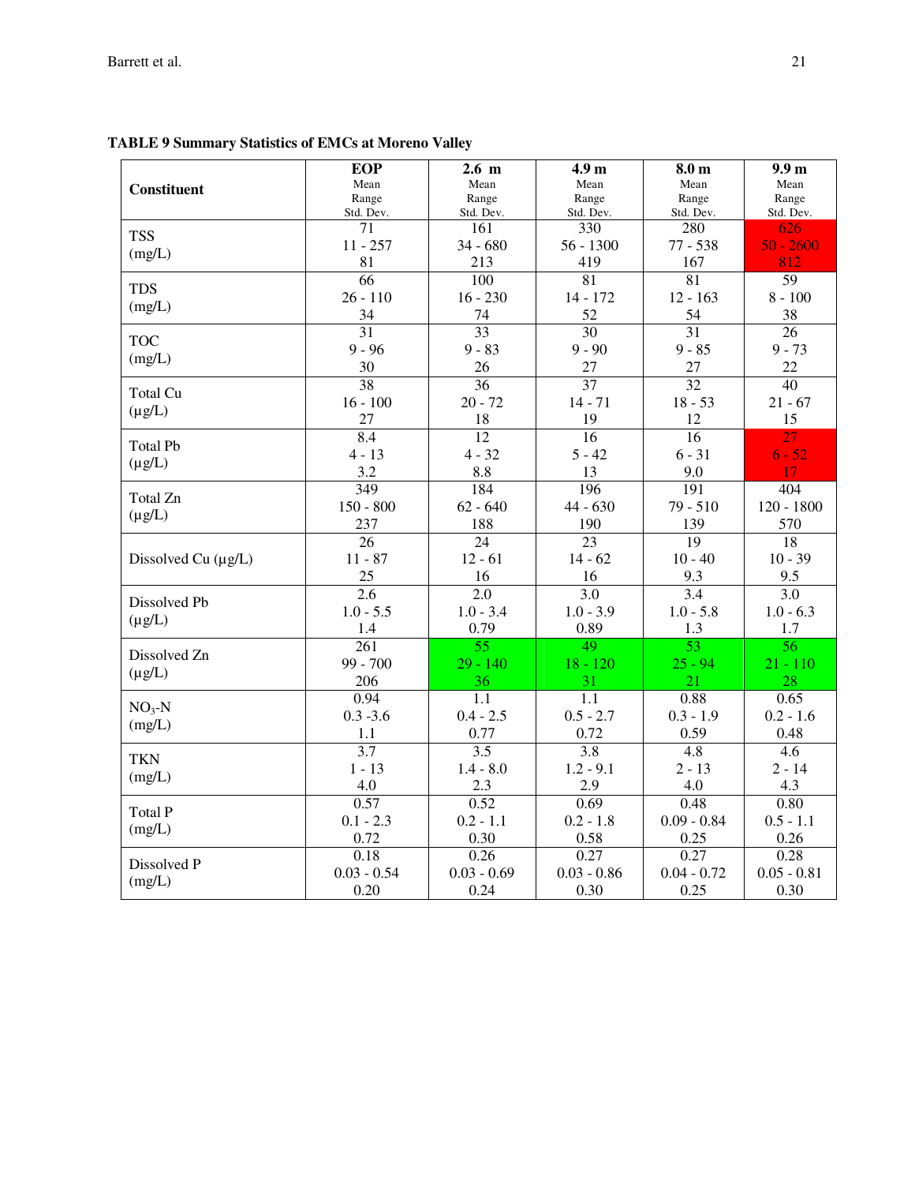**TABLE 9 Summary Statistics of EMCs at Moreno Valley**

| Constituent | EOP<br>Mean<br>Range<br>Std. Dev. | 2.6 m<br>Mean<br>Range<br>Std. Dev. | 4.9 m<br>Mean<br>Range<br>Std. Dev. | 8.0 m<br>Mean<br>Range<br>Std. Dev. | 9.9 m<br>Mean<br>Range<br>Std. Dev. |
|---|---|---|---|---|---|
| TSS (mg/L) | 71<br>11 - 257<br>81 | 161<br>34 - 680<br>213 | 330<br>56 - 1300<br>419 | 280<br>77 - 538<br>167 | 626<br>50 - 2600<br>812 |
| TDS (mg/L) | 66<br>26 - 110<br>34 | 100<br>16 - 230<br>74 | 81<br>14 - 172<br>52 | 81<br>12 - 163<br>54 | 59<br>8 - 100<br>38 |
| TOC (mg/L) | 31<br>9 - 96<br>30 | 33<br>9 - 83<br>26 | 30<br>9 - 90<br>27 | 31<br>9 - 85<br>27 | 26<br>9 - 73<br>22 |
| Total Cu (µg/L) | 38<br>16 - 100<br>27 | 36<br>20 - 72<br>18 | 37<br>14 - 71<br>19 | 32<br>18 - 53<br>12 | 40<br>21 - 67<br>15 |
| Total Pb (µg/L) | 8.4<br>4 - 13<br>3.2 | 12<br>4 - 32<br>8.8 | 16<br>5 - 42<br>13 | 16<br>6 - 31<br>9.0 | 27<br>6 - 52<br>17 |
| Total Zn (µg/L) | 349<br>150 - 800<br>237 | 184<br>62 - 640<br>188 | 196<br>44 - 630<br>190 | 191<br>79 - 510<br>139 | 404<br>120 - 1800<br>570 |
| Dissolved Cu (µg/L) | 26<br>11 - 87<br>25 | 24<br>12 - 61<br>16 | 23<br>14 - 62<br>16 | 19<br>10 - 40<br>9.3 | 18<br>10 - 39<br>9.5 |
| Dissolved Pb (µg/L) | 2.6<br>1.0 - 5.5<br>1.4 | 2.0<br>1.0 - 3.4<br>0.79 | 3.0<br>1.0 - 3.9<br>0.89 | 3.4<br>1.0 - 5.8<br>1.3 | 3.0<br>1.0 - 6.3<br>1.7 |
| Dissolved Zn (µg/L) | 261<br>99 - 700<br>206 | 55<br>29 - 140<br>36 | 49<br>18 - 120<br>31 | 53<br>25 - 94<br>21 | 56<br>21 - 110<br>28 |
| $NO_3$-N (mg/L) | 0.94<br>0.3 -3.6<br>1.1 | 1.1<br>0.4 - 2.5<br>0.77 | 1.1<br>0.5 - 2.7<br>0.72 | 0.88<br>0.3 - 1.9<br>0.59 | 0.65<br>0.2 - 1.6<br>0.48 |
| TKN (mg/L) | 3.7<br>1 - 13<br>4.0 | 3.5<br>1.4 - 8.0<br>2.3 | 3.8<br>1.2 - 9.1<br>2.9 | 4.8<br>2 - 13<br>4.0 | 4.6<br>2 - 14<br>4.3 |
| Total P (mg/L) | 0.57<br>0.1 - 2.3<br>0.72 | 0.52<br>0.2 - 1.1<br>0.30 | 0.69<br>0.2 - 1.8<br>0.58 | 0.48<br>0.09 - 0.84<br>0.25 | 0.80<br>0.5 - 1.1<br>0.26 |
| Dissolved P (mg/L) | 0.18<br>0.03 - 0.54<br>0.20 | 0.26<br>0.03 - 0.69<br>0.24 | 0.27<br>0.03 - 0.86<br>0.30 | 0.27<br>0.04 - 0.72<br>0.25 | 0.28<br>0.05 - 0.81<br>0.30 |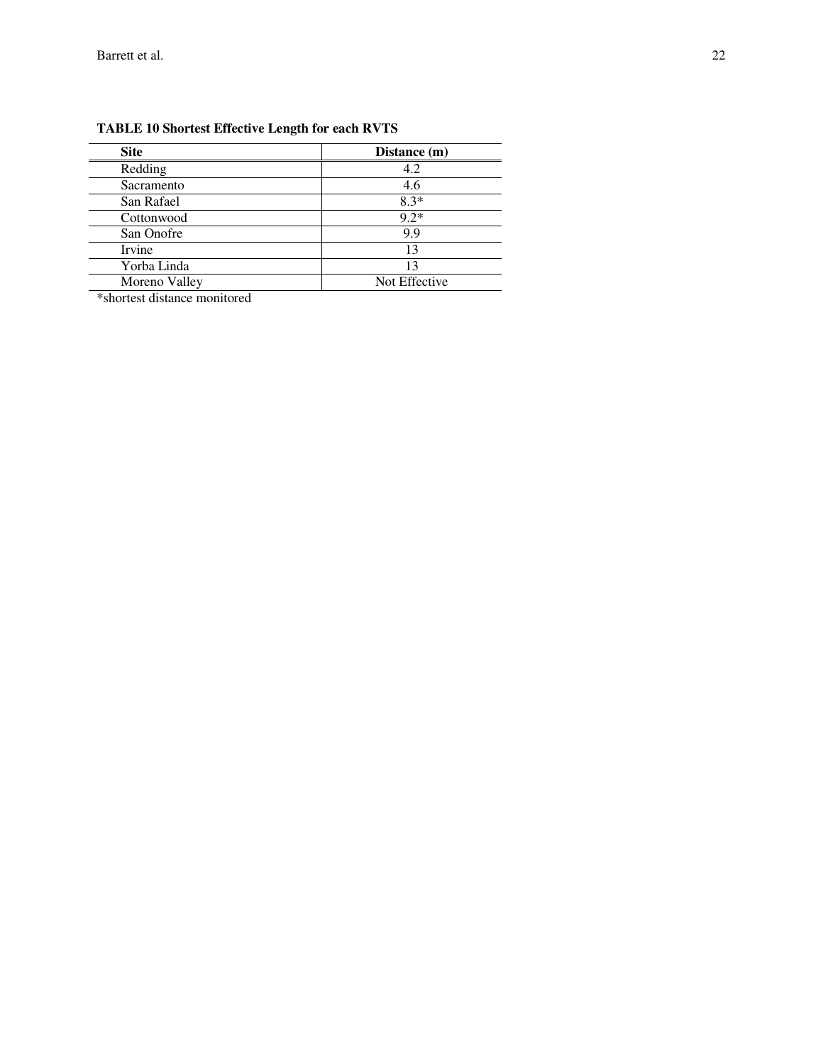**TABLE 10 Shortest Effective Length for each RVTS**

| Site | Distance (m) |
|---|---|
| Redding | 4.2 |
| Sacramento | 4.6 |
| San Rafael | 8.3* |
| Cottonwood | 9.2* |
| San Onofre | 9.9 |
| Irvine | 13 |
| Yorba Linda | 13 |
| Moreno Valley | Not Effective |

*shortest distance monitored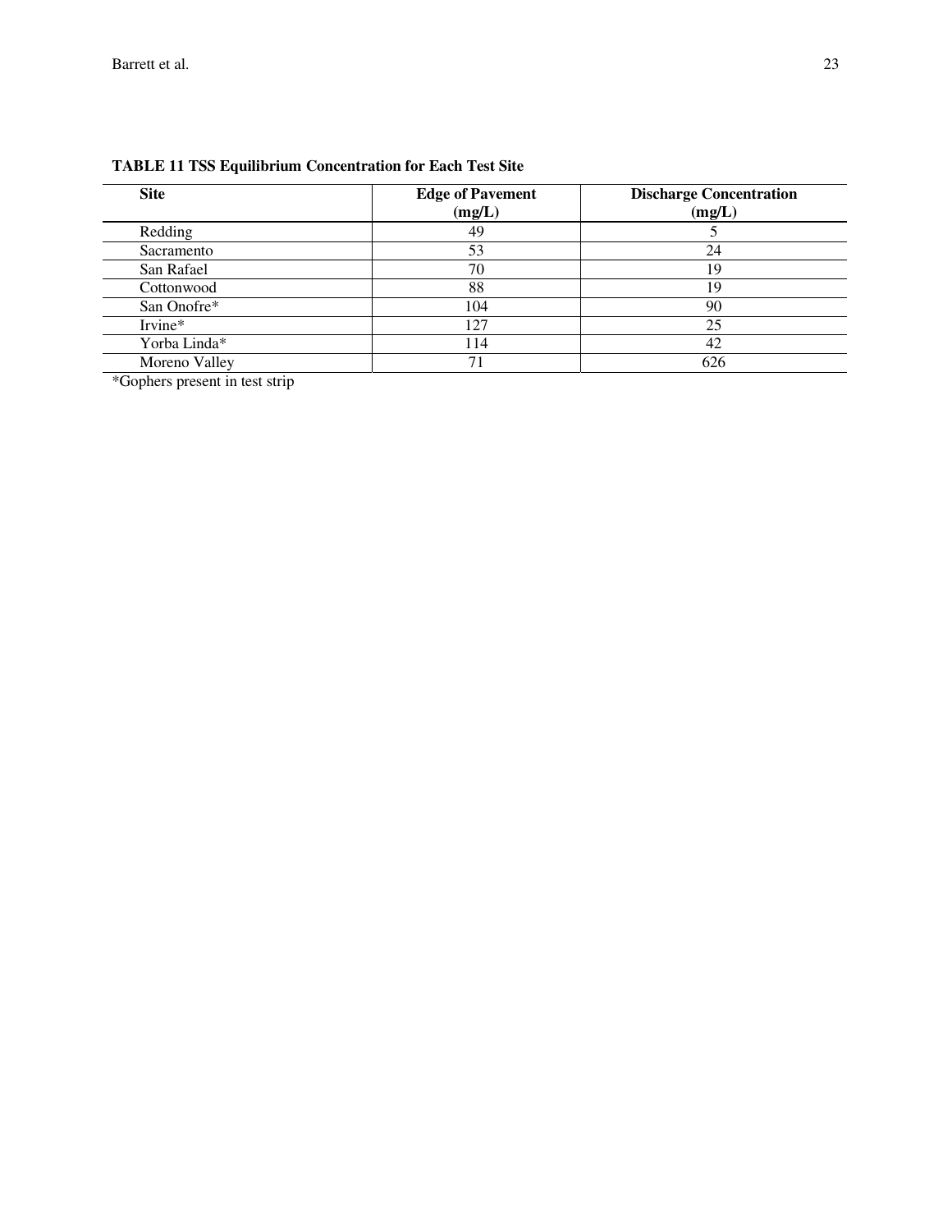**TABLE 11 TSS Equilibrium Concentration for Each Test Site**

| Site | Edge of Pavement (mg/L) | Discharge Concentration (mg/L) |
|---|---|---|
| Redding | 49 | 5 |
| Sacramento | 53 | 24 |
| San Rafael | 70 | 19 |
| Cottonwood | 88 | 19 |
| San Onofre* | 104 | 90 |
| Irvine* | 127 | 25 |
| Yorba Linda* | 114 | 42 |
| Moreno Valley | 71 | 626 |

*Gophers present in test strip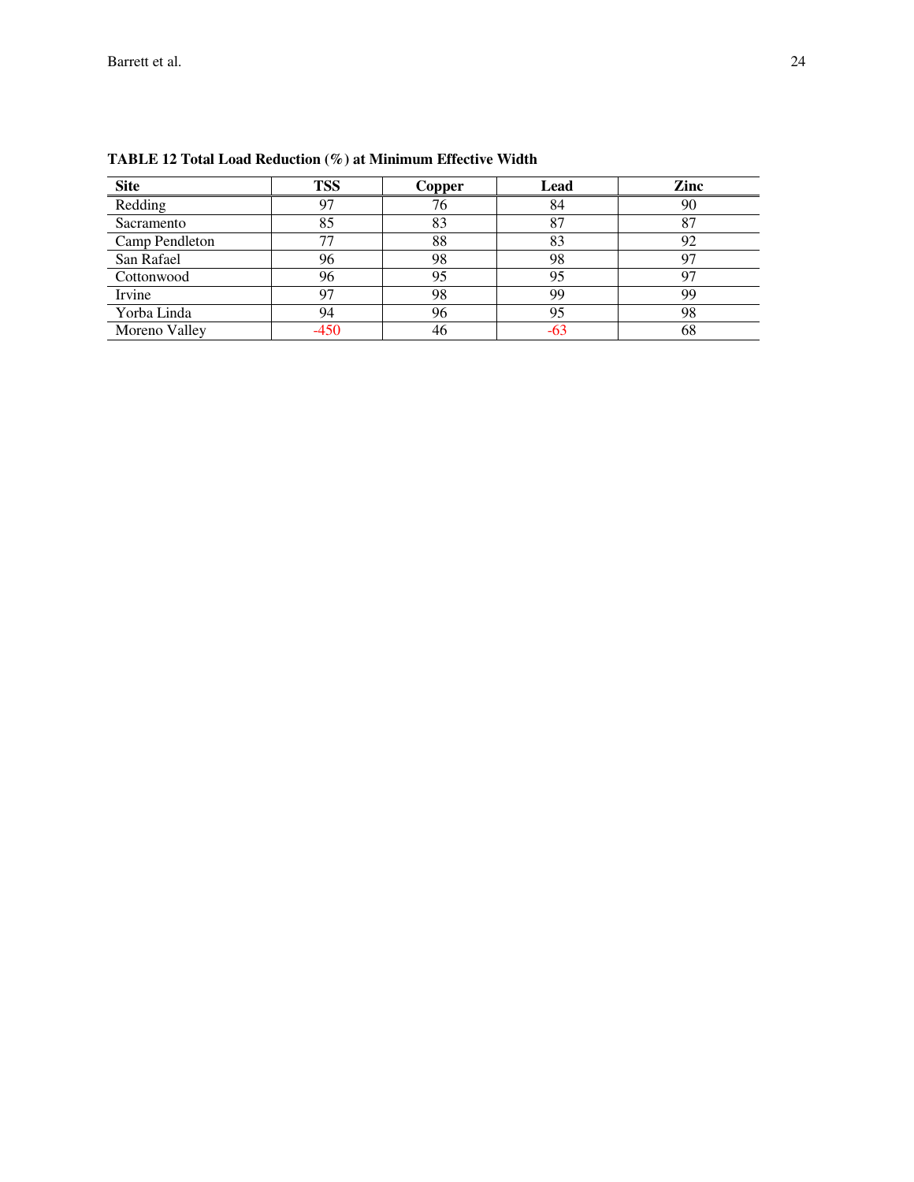**TABLE 12 Total Load Reduction (%) at Minimum Effective Width**

| Site | TSS | Copper | Lead | Zinc |
|---|---|---|---|---|
| Redding | 97 | 76 | 84 | 90 |
| Sacramento | 85 | 83 | 87 | 87 |
| Camp Pendleton | 77 | 88 | 83 | 92 |
| San Rafael | 96 | 98 | 98 | 97 |
| Cottonwood | 96 | 95 | 95 | 97 |
| Irvine | 97 | 98 | 99 | 99 |
| Yorba Linda | 94 | 96 | 95 | 98 |
| Moreno Valley | -450 | 46 | -63 | 68 |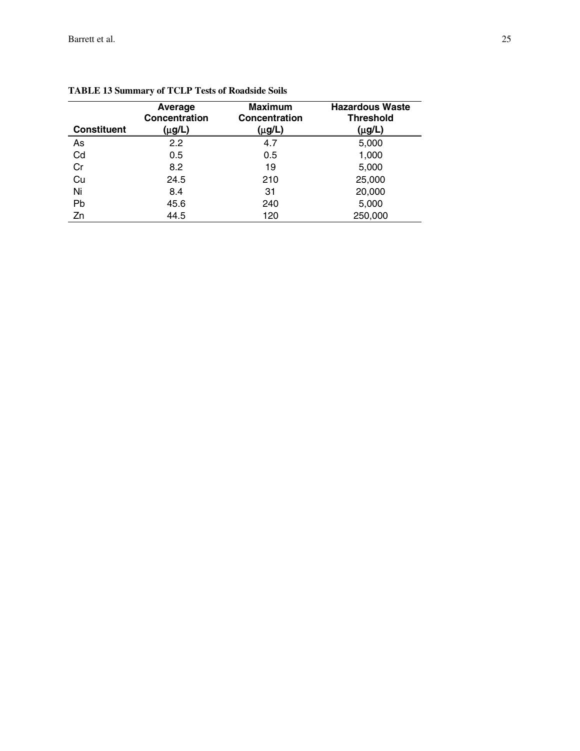**TABLE 13 Summary of TCLP Tests of Roadside Soils**

| Constituent | Average Concentration (μg/L) | Maximum Concentration (μg/L) | Hazardous Waste Threshold (μg/L) |
|---|---|---|---|
| As | 2.2 | 4.7 | 5,000 |
| Cd | 0.5 | 0.5 | 1,000 |
| Cr | 8.2 | 19 | 5,000 |
| Cu | 24.5 | 210 | 25,000 |
| Ni | 8.4 | 31 | 20,000 |
| Pb | 45.6 | 240 | 5,000 |
| Zn | 44.5 | 120 | 250,000 |